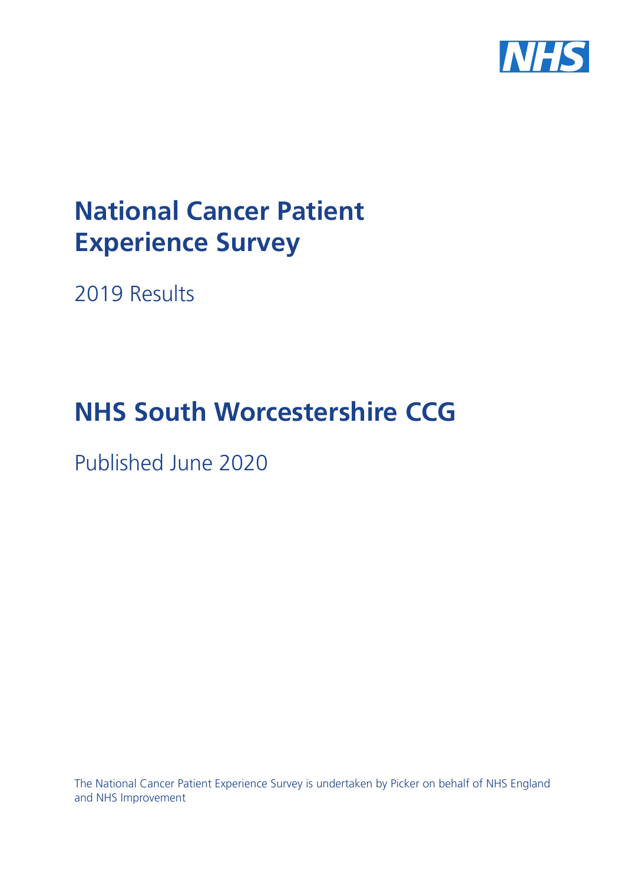# National Cancer Patient Experience Survey

2019 Results

# NHS South Worcestershire CCG

Published June 2020

The National Cancer Patient Experience Survey is undertaken by Picker on behalf of NHS England and NHS Improvement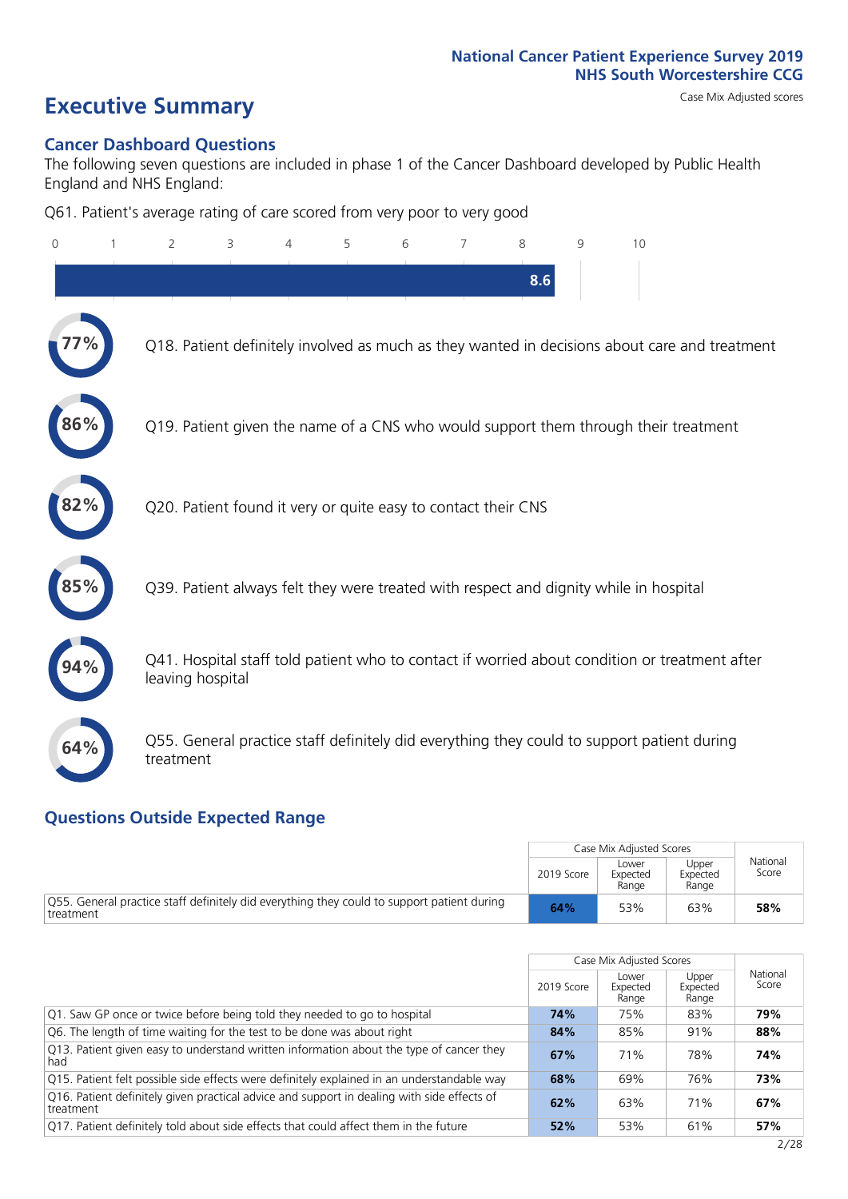National Cancer Patient Experience Survey 2019
NHS South Worcestershire CCG

# Executive Summary

Case Mix Adjusted scores

## Cancer Dashboard Questions

The following seven questions are included in phase 1 of the Cancer Dashboard developed by Public Health England and NHS England:

Q61. Patient's average rating of care scored from very poor to very good

8.6

77% Q18. Patient definitely involved as much as they wanted in decisions about care and treatment

86% Q19. Patient given the name of a CNS who would support them through their treatment

82% Q20. Patient found it very or quite easy to contact their CNS

85% Q39. Patient always felt they were treated with respect and dignity while in hospital

94% Q41. Hospital staff told patient who to contact if worried about condition or treatment after leaving hospital

64% Q55. General practice staff definitely did everything they could to support patient during treatment

## Questions Outside Expected Range

| | Case Mix Adjusted Scores | | | National Score |
|---|---|---|---|---|
| | 2019 Score | Lower Expected Range | Upper Expected Range | |
| Q55. General practice staff definitely did everything they could to support patient during treatment | **64%** | 53% | 63% | **58%** |

| | Case Mix Adjusted Scores | | | National Score |
|---|---|---|---|---|
| | 2019 Score | Lower Expected Range | Upper Expected Range | |
| Q1. Saw GP once or twice before being told they needed to go to hospital | **74%** | 75% | 83% | **79%** |
| Q6. The length of time waiting for the test to be done was about right | **84%** | 85% | 91% | **88%** |
| Q13. Patient given easy to understand written information about the type of cancer they had | **67%** | 71% | 78% | **74%** |
| Q15. Patient felt possible side effects were definitely explained in an understandable way | **68%** | 69% | 76% | **73%** |
| Q16. Patient definitely given practical advice and support in dealing with side effects of treatment | **62%** | 63% | 71% | **67%** |
| Q17. Patient definitely told about side effects that could affect them in the future | **52%** | 53% | 61% | **57%** |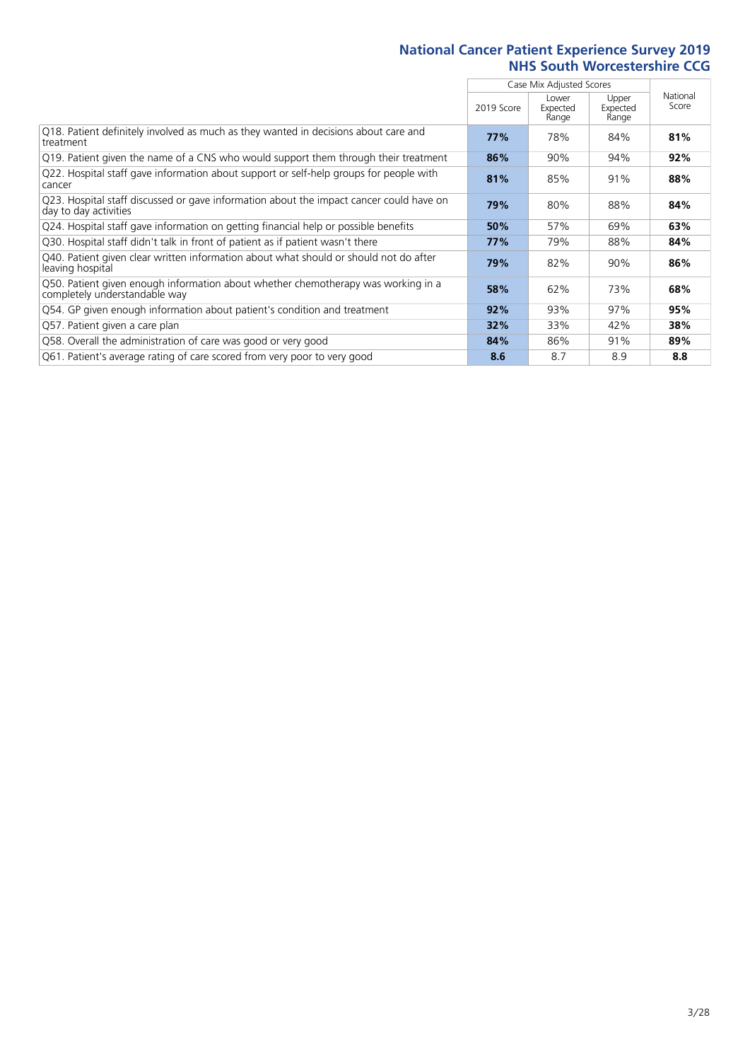# National Cancer Patient Experience Survey 2019
## NHS South Worcestershire CCG

| | Case Mix Adjusted Scores | | | National Score |
|---|---|---|---|---|
| | 2019 Score | Lower Expected Range | Upper Expected Range | |
| Q18. Patient definitely involved as much as they wanted in decisions about care and treatment | **77%** | 78% | 84% | **81%** |
| Q19. Patient given the name of a CNS who would support them through their treatment | **86%** | 90% | 94% | **92%** |
| Q22. Hospital staff gave information about support or self-help groups for people with cancer | **81%** | 85% | 91% | **88%** |
| Q23. Hospital staff discussed or gave information about the impact cancer could have on day to day activities | **79%** | 80% | 88% | **84%** |
| Q24. Hospital staff gave information on getting financial help or possible benefits | **50%** | 57% | 69% | **63%** |
| Q30. Hospital staff didn't talk in front of patient as if patient wasn't there | **77%** | 79% | 88% | **84%** |
| Q40. Patient given clear written information about what should or should not do after leaving hospital | **79%** | 82% | 90% | **86%** |
| Q50. Patient given enough information about whether chemotherapy was working in a completely understandable way | **58%** | 62% | 73% | **68%** |
| Q54. GP given enough information about patient's condition and treatment | **92%** | 93% | 97% | **95%** |
| Q57. Patient given a care plan | **32%** | 33% | 42% | **38%** |
| Q58. Overall the administration of care was good or very good | **84%** | 86% | 91% | **89%** |
| Q61. Patient's average rating of care scored from very poor to very good | **8.6** | 8.7 | 8.9 | **8.8** |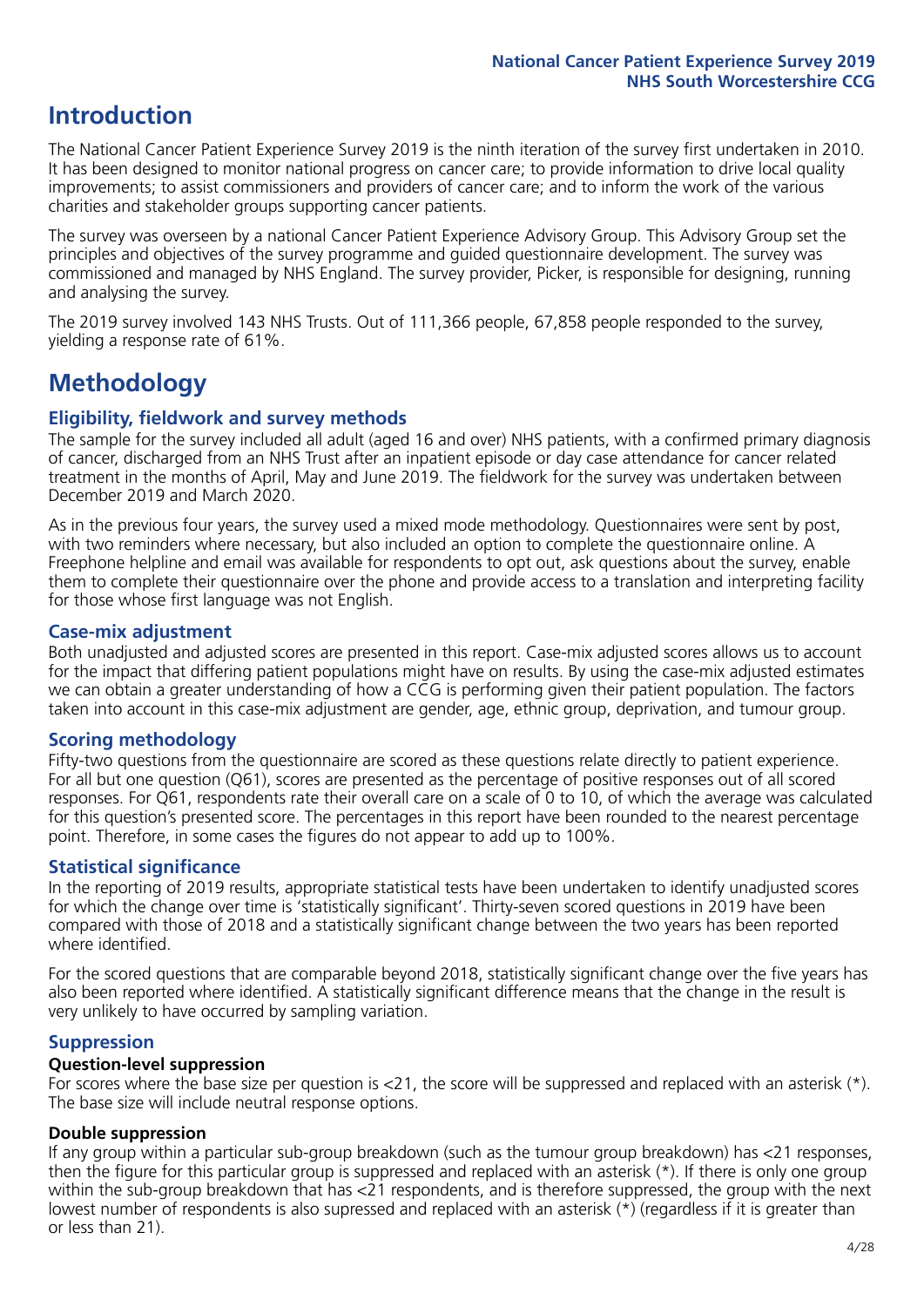# Introduction

The National Cancer Patient Experience Survey 2019 is the ninth iteration of the survey first undertaken in 2010. It has been designed to monitor national progress on cancer care; to provide information to drive local quality improvements; to assist commissioners and providers of cancer care; and to inform the work of the various charities and stakeholder groups supporting cancer patients.

The survey was overseen by a national Cancer Patient Experience Advisory Group. This Advisory Group set the principles and objectives of the survey programme and guided questionnaire development. The survey was commissioned and managed by NHS England. The survey provider, Picker, is responsible for designing, running and analysing the survey.

The 2019 survey involved 143 NHS Trusts. Out of 111,366 people, 67,858 people responded to the survey, yielding a response rate of 61%.

# Methodology

## Eligibility, fieldwork and survey methods

The sample for the survey included all adult (aged 16 and over) NHS patients, with a confirmed primary diagnosis of cancer, discharged from an NHS Trust after an inpatient episode or day case attendance for cancer related treatment in the months of April, May and June 2019. The fieldwork for the survey was undertaken between December 2019 and March 2020.

As in the previous four years, the survey used a mixed mode methodology. Questionnaires were sent by post, with two reminders where necessary, but also included an option to complete the questionnaire online. A Freephone helpline and email was available for respondents to opt out, ask questions about the survey, enable them to complete their questionnaire over the phone and provide access to a translation and interpreting facility for those whose first language was not English.

## Case-mix adjustment

Both unadjusted and adjusted scores are presented in this report. Case-mix adjusted scores allows us to account for the impact that differing patient populations might have on results. By using the case-mix adjusted estimates we can obtain a greater understanding of how a CCG is performing given their patient population. The factors taken into account in this case-mix adjustment are gender, age, ethnic group, deprivation, and tumour group.

## Scoring methodology

Fifty-two questions from the questionnaire are scored as these questions relate directly to patient experience. For all but one question (Q61), scores are presented as the percentage of positive responses out of all scored responses. For Q61, respondents rate their overall care on a scale of 0 to 10, of which the average was calculated for this question's presented score. The percentages in this report have been rounded to the nearest percentage point. Therefore, in some cases the figures do not appear to add up to 100%.

## Statistical significance

In the reporting of 2019 results, appropriate statistical tests have been undertaken to identify unadjusted scores for which the change over time is 'statistically significant'. Thirty-seven scored questions in 2019 have been compared with those of 2018 and a statistically significant change between the two years has been reported where identified.

For the scored questions that are comparable beyond 2018, statistically significant change over the five years has also been reported where identified. A statistically significant difference means that the change in the result is very unlikely to have occurred by sampling variation.

## Suppression

### Question-level suppression

For scores where the base size per question is <21, the score will be suppressed and replaced with an asterisk (*). The base size will include neutral response options.

### Double suppression

If any group within a particular sub-group breakdown (such as the tumour group breakdown) has <21 responses, then the figure for this particular group is suppressed and replaced with an asterisk (*). If there is only one group within the sub-group breakdown that has <21 respondents, and is therefore suppressed, the group with the next lowest number of respondents is also supressed and replaced with an asterisk (*) (regardless if it is greater than or less than 21).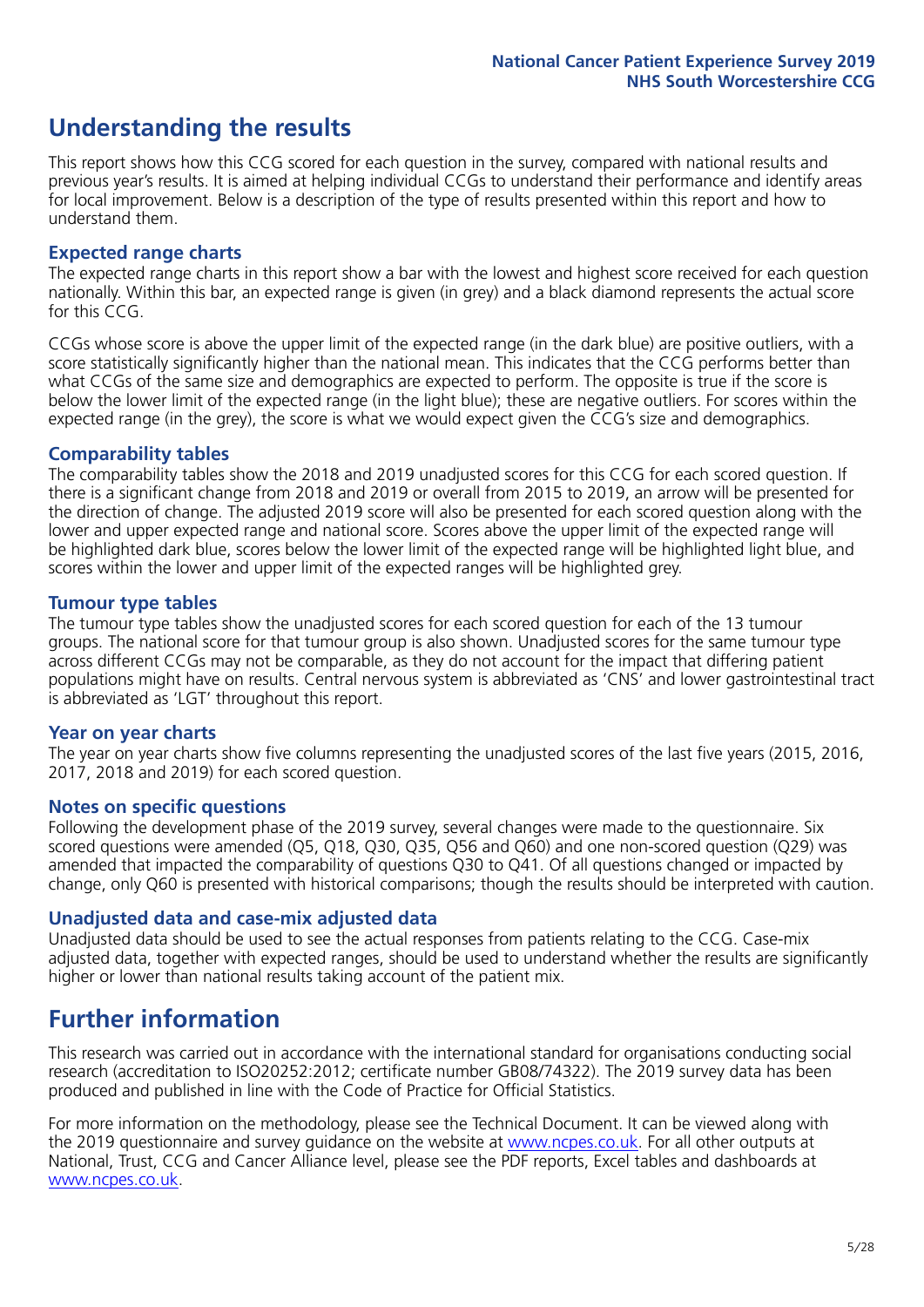## Understanding the results

This report shows how this CCG scored for each question in the survey, compared with national results and previous year's results. It is aimed at helping individual CCGs to understand their performance and identify areas for local improvement. Below is a description of the type of results presented within this report and how to understand them.

### Expected range charts

The expected range charts in this report show a bar with the lowest and highest score received for each question nationally. Within this bar, an expected range is given (in grey) and a black diamond represents the actual score for this CCG.

CCGs whose score is above the upper limit of the expected range (in the dark blue) are positive outliers, with a score statistically significantly higher than the national mean. This indicates that the CCG performs better than what CCGs of the same size and demographics are expected to perform. The opposite is true if the score is below the lower limit of the expected range (in the light blue); these are negative outliers. For scores within the expected range (in the grey), the score is what we would expect given the CCG's size and demographics.

### Comparability tables

The comparability tables show the 2018 and 2019 unadjusted scores for this CCG for each scored question. If there is a significant change from 2018 and 2019 or overall from 2015 to 2019, an arrow will be presented for the direction of change. The adjusted 2019 score will also be presented for each scored question along with the lower and upper expected range and national score. Scores above the upper limit of the expected range will be highlighted dark blue, scores below the lower limit of the expected range will be highlighted light blue, and scores within the lower and upper limit of the expected ranges will be highlighted grey.

### Tumour type tables

The tumour type tables show the unadjusted scores for each scored question for each of the 13 tumour groups. The national score for that tumour group is also shown. Unadjusted scores for the same tumour type across different CCGs may not be comparable, as they do not account for the impact that differing patient populations might have on results. Central nervous system is abbreviated as 'CNS' and lower gastrointestinal tract is abbreviated as 'LGT' throughout this report.

### Year on year charts

The year on year charts show five columns representing the unadjusted scores of the last five years (2015, 2016, 2017, 2018 and 2019) for each scored question.

### Notes on specific questions

Following the development phase of the 2019 survey, several changes were made to the questionnaire. Six scored questions were amended (Q5, Q18, Q30, Q35, Q56 and Q60) and one non-scored question (Q29) was amended that impacted the comparability of questions Q30 to Q41. Of all questions changed or impacted by change, only Q60 is presented with historical comparisons; though the results should be interpreted with caution.

### Unadjusted data and case-mix adjusted data

Unadjusted data should be used to see the actual responses from patients relating to the CCG. Case-mix adjusted data, together with expected ranges, should be used to understand whether the results are significantly higher or lower than national results taking account of the patient mix.

## Further information

This research was carried out in accordance with the international standard for organisations conducting social research (accreditation to ISO20252:2012; certificate number GB08/74322). The 2019 survey data has been produced and published in line with the Code of Practice for Official Statistics.

For more information on the methodology, please see the Technical Document. It can be viewed along with the 2019 questionnaire and survey guidance on the website at www.ncpes.co.uk. For all other outputs at National, Trust, CCG and Cancer Alliance level, please see the PDF reports, Excel tables and dashboards at www.ncpes.co.uk.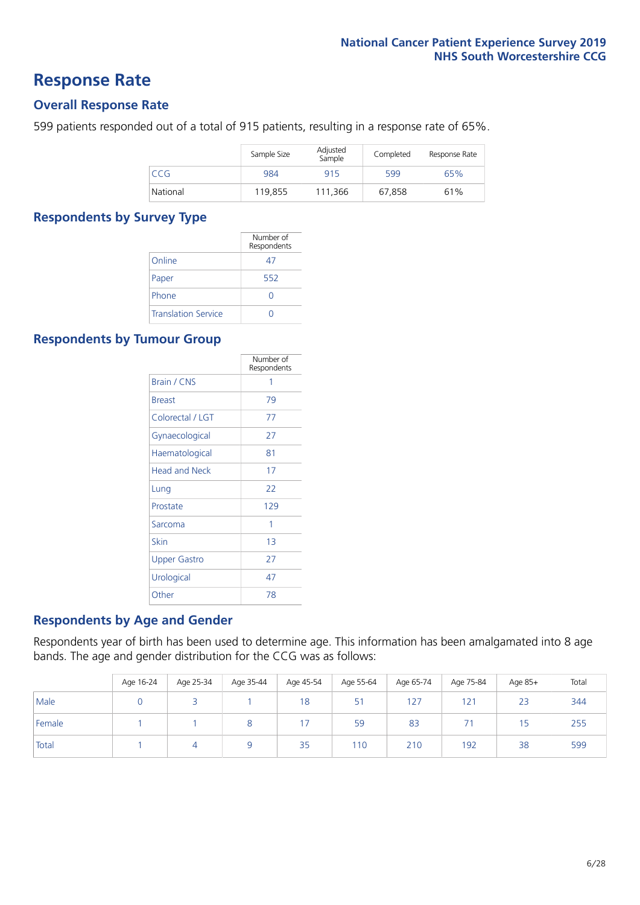# Response Rate

## Overall Response Rate

599 patients responded out of a total of 915 patients, resulting in a response rate of 65%.

| | Sample Size | Adjusted Sample | Completed | Response Rate |
|---|---|---|---|---|
| CCG | 984 | 915 | 599 | 65% |
| National | 119,855 | 111,366 | 67,858 | 61% |

## Respondents by Survey Type

| | Number of Respondents |
|---|---|
| Online | 47 |
| Paper | 552 |
| Phone | 0 |
| Translation Service | 0 |

## Respondents by Tumour Group

| | Number of Respondents |
|---|---|
| Brain / CNS | 1 |
| Breast | 79 |
| Colorectal / LGT | 77 |
| Gynaecological | 27 |
| Haematological | 81 |
| Head and Neck | 17 |
| Lung | 22 |
| Prostate | 129 |
| Sarcoma | 1 |
| Skin | 13 |
| Upper Gastro | 27 |
| Urological | 47 |
| Other | 78 |

## Respondents by Age and Gender

Respondents year of birth has been used to determine age. This information has been amalgamated into 8 age bands. The age and gender distribution for the CCG was as follows:

| | Age 16-24 | Age 25-34 | Age 35-44 | Age 45-54 | Age 55-64 | Age 65-74 | Age 75-84 | Age 85+ | Total |
|---|---|---|---|---|---|---|---|---|---|
| Male | 0 | 3 | 1 | 18 | 51 | 127 | 121 | 23 | 344 |
| Female | 1 | 1 | 8 | 17 | 59 | 83 | 71 | 15 | 255 |
| Total | 1 | 4 | 9 | 35 | 110 | 210 | 192 | 38 | 599 |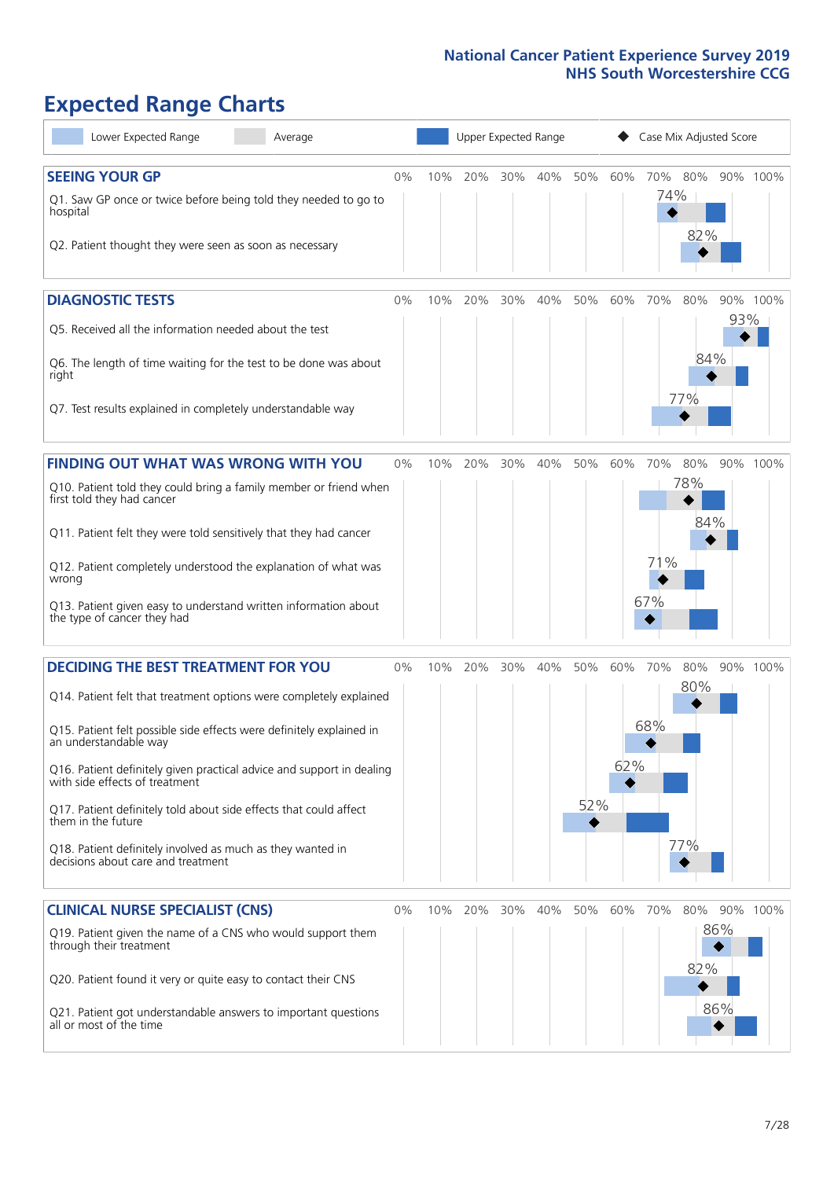# Expected Range Charts

Lower Expected Range | Average | Upper Expected Range | Case Mix Adjusted Score

## SEEING YOUR GP

| Question | Case Mix Adjusted Score |
|---|---|
| Q1. Saw GP once or twice before being told they needed to go to hospital | 74% |
| Q2. Patient thought they were seen as soon as necessary | 82% |

## DIAGNOSTIC TESTS

| Question | Case Mix Adjusted Score |
|---|---|
| Q5. Received all the information needed about the test | 93% |
| Q6. The length of time waiting for the test to be done was about right | 84% |
| Q7. Test results explained in completely understandable way | 77% |

## FINDING OUT WHAT WAS WRONG WITH YOU

| Question | Case Mix Adjusted Score |
|---|---|
| Q10. Patient told they could bring a family member or friend when first told they had cancer | 78% |
| Q11. Patient felt they were told sensitively that they had cancer | 84% |
| Q12. Patient completely understood the explanation of what was wrong | 71% |
| Q13. Patient given easy to understand written information about the type of cancer they had | 67% |

## DECIDING THE BEST TREATMENT FOR YOU

| Question | Case Mix Adjusted Score |
|---|---|
| Q14. Patient felt that treatment options were completely explained | 80% |
| Q15. Patient felt possible side effects were definitely explained in an understandable way | 68% |
| Q16. Patient definitely given practical advice and support in dealing with side effects of treatment | 62% |
| Q17. Patient definitely told about side effects that could affect them in the future | 52% |
| Q18. Patient definitely involved as much as they wanted in decisions about care and treatment | 77% |

## CLINICAL NURSE SPECIALIST (CNS)

| Question | Case Mix Adjusted Score |
|---|---|
| Q19. Patient given the name of a CNS who would support them through their treatment | 86% |
| Q20. Patient found it very or quite easy to contact their CNS | 82% |
| Q21. Patient got understandable answers to important questions all or most of the time | 86% |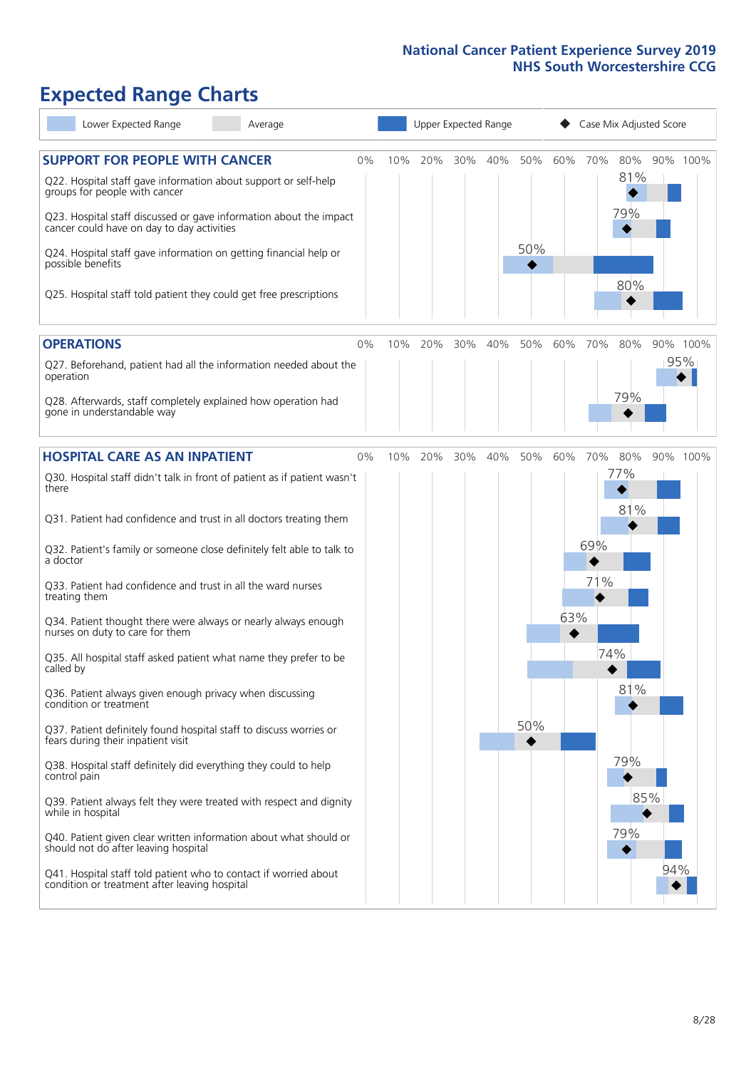# Expected Range Charts

Lower Expected Range | Average | Upper Expected Range | Case Mix Adjusted Score

## SUPPORT FOR PEOPLE WITH CANCER

| Question | Case Mix Adjusted Score |
|---|---|
| Q22. Hospital staff gave information about support or self-help groups for people with cancer | 81% |
| Q23. Hospital staff discussed or gave information about the impact cancer could have on day to day activities | 79% |
| Q24. Hospital staff gave information on getting financial help or possible benefits | 50% |
| Q25. Hospital staff told patient they could get free prescriptions | 80% |

## OPERATIONS

| Question | Case Mix Adjusted Score |
|---|---|
| Q27. Beforehand, patient had all the information needed about the operation | 95% |
| Q28. Afterwards, staff completely explained how operation had gone in understandable way | 79% |

## HOSPITAL CARE AS AN INPATIENT

| Question | Case Mix Adjusted Score |
|---|---|
| Q30. Hospital staff didn't talk in front of patient as if patient wasn't there | 77% |
| Q31. Patient had confidence and trust in all doctors treating them | 81% |
| Q32. Patient's family or someone close definitely felt able to talk to a doctor | 69% |
| Q33. Patient had confidence and trust in all the ward nurses treating them | 71% |
| Q34. Patient thought there were always or nearly always enough nurses on duty to care for them | 63% |
| Q35. All hospital staff asked patient what name they prefer to be called by | 74% |
| Q36. Patient always given enough privacy when discussing condition or treatment | 81% |
| Q37. Patient definitely found hospital staff to discuss worries or fears during their inpatient visit | 50% |
| Q38. Hospital staff definitely did everything they could to help control pain | 79% |
| Q39. Patient always felt they were treated with respect and dignity while in hospital | 85% |
| Q40. Patient given clear written information about what should or should not do after leaving hospital | 79% |
| Q41. Hospital staff told patient who to contact if worried about condition or treatment after leaving hospital | 94% |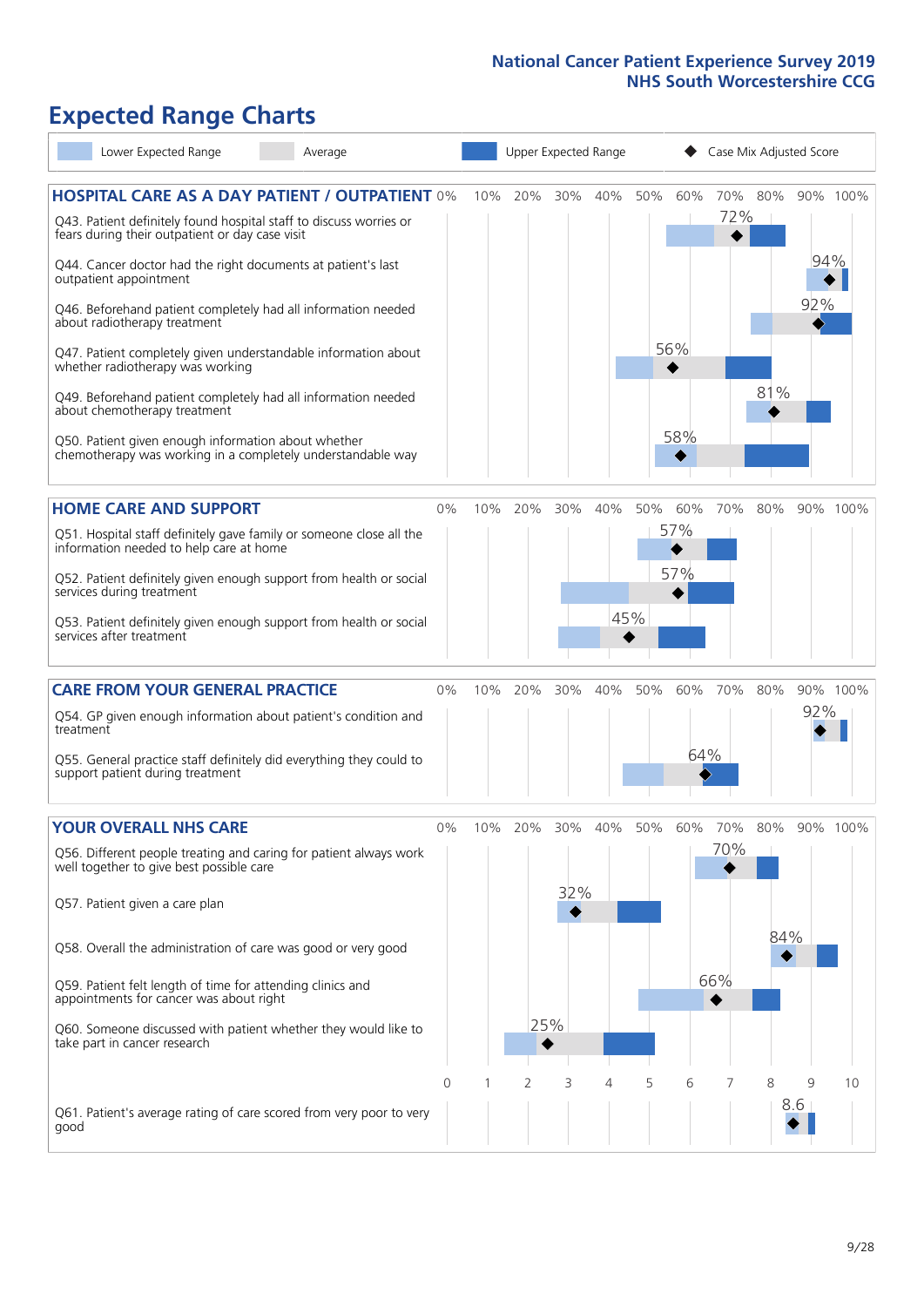# Expected Range Charts

Lower Expected Range | Average | Upper Expected Range | Case Mix Adjusted Score

## HOSPITAL CARE AS A DAY PATIENT / OUTPATIENT

| Question | Case Mix Adjusted Score |
|---|---|
| Q43. Patient definitely found hospital staff to discuss worries or fears during their outpatient or day case visit | 72% |
| Q44. Cancer doctor had the right documents at patient's last outpatient appointment | 94% |
| Q46. Beforehand patient completely had all information needed about radiotherapy treatment | 92% |
| Q47. Patient completely given understandable information about whether radiotherapy was working | 56% |
| Q49. Beforehand patient completely had all information needed about chemotherapy treatment | 81% |
| Q50. Patient given enough information about whether chemotherapy was working in a completely understandable way | 58% |

## HOME CARE AND SUPPORT

| Question | Case Mix Adjusted Score |
|---|---|
| Q51. Hospital staff definitely gave family or someone close all the information needed to help care at home | 57% |
| Q52. Patient definitely given enough support from health or social services during treatment | 57% |
| Q53. Patient definitely given enough support from health or social services after treatment | 45% |

## CARE FROM YOUR GENERAL PRACTICE

| Question | Case Mix Adjusted Score |
|---|---|
| Q54. GP given enough information about patient's condition and treatment | 92% |
| Q55. General practice staff definitely did everything they could to support patient during treatment | 64% |

## YOUR OVERALL NHS CARE

| Question | Case Mix Adjusted Score |
|---|---|
| Q56. Different people treating and caring for patient always work well together to give best possible care | 70% |
| Q57. Patient given a care plan | 32% |
| Q58. Overall the administration of care was good or very good | 84% |
| Q59. Patient felt length of time for attending clinics and appointments for cancer was about right | 66% |
| Q60. Someone discussed with patient whether they would like to take part in cancer research | 25% |
| Q61. Patient's average rating of care scored from very poor to very good | 8.6 |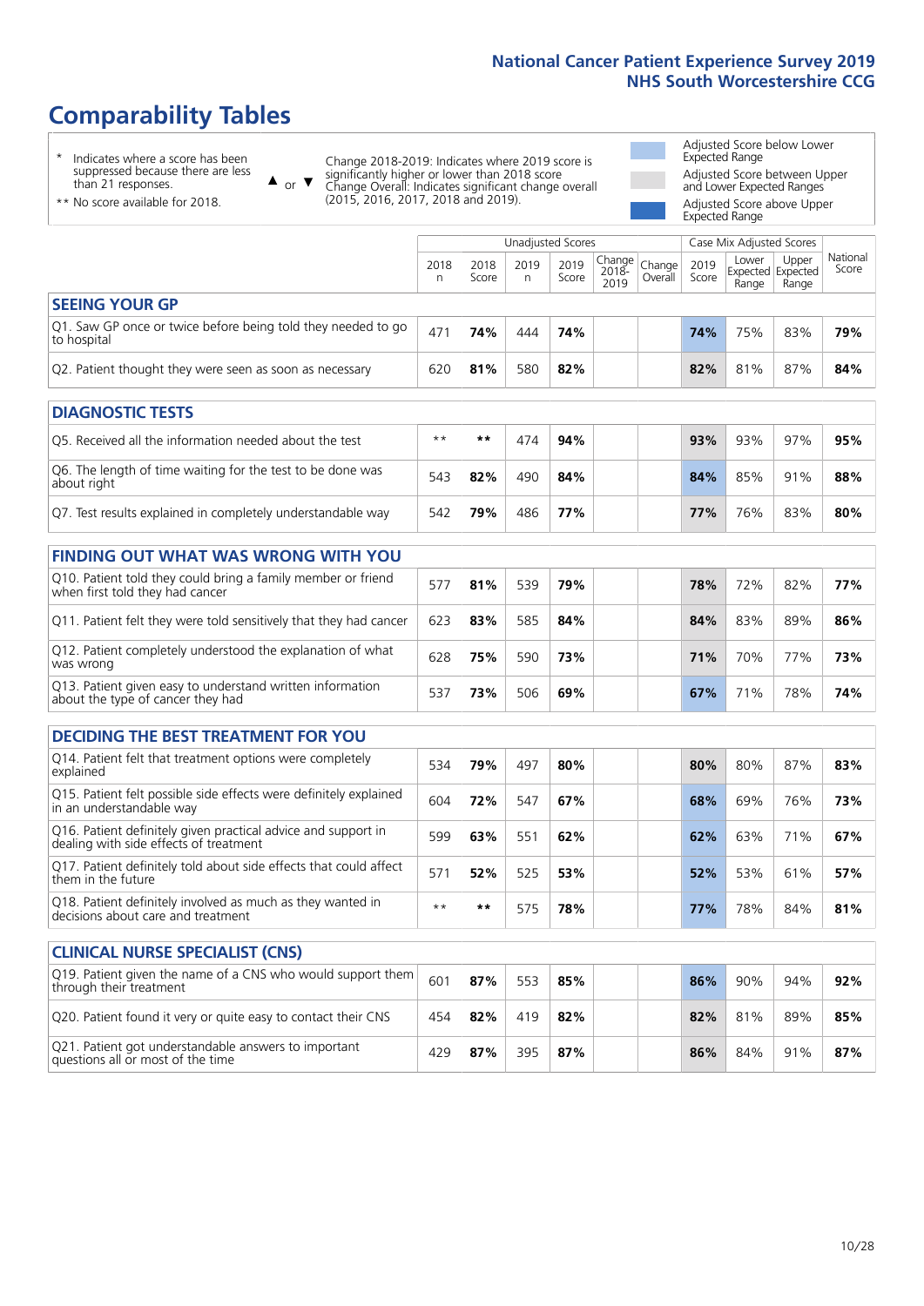# Comparability Tables

\* Indicates where a score has been suppressed because there are less than 21 responses.

** No score available for 2018.

▲ or ▼ Change 2018-2019: Indicates where 2019 score is significantly higher or lower than 2018 score. Change Overall: Indicates significant change overall (2015, 2016, 2017, 2018 and 2019).

Adjusted Score below Lower Expected Range

Adjusted Score between Upper and Lower Expected Ranges

Adjusted Score above Upper Expected Range

| | Unadjusted Scores | | | | | | Case Mix Adjusted Scores | | | |
|---|---|---|---|---|---|---|---|---|---|---|
| | 2018 n | 2018 Score | 2019 n | 2019 Score | Change 2018-2019 | Change Overall | 2019 Score | Lower Expected Range | Upper Expected Range | National Score |
| **SEEING YOUR GP** | | | | | | | | | | |
| Q1. Saw GP once or twice before being told they needed to go to hospital | 471 | **74%** | 444 | **74%** | | | **74%** | 75% | 83% | **79%** |
| Q2. Patient thought they were seen as soon as necessary | 620 | **81%** | 580 | **82%** | | | **82%** | 81% | 87% | **84%** |
| **DIAGNOSTIC TESTS** | | | | | | | | | | |
| Q5. Received all the information needed about the test | ** | ** | 474 | **94%** | | | **93%** | 93% | 97% | **95%** |
| Q6. The length of time waiting for the test to be done was about right | 543 | **82%** | 490 | **84%** | | | **84%** | 85% | 91% | **88%** |
| Q7. Test results explained in completely understandable way | 542 | **79%** | 486 | **77%** | | | **77%** | 76% | 83% | **80%** |
| **FINDING OUT WHAT WAS WRONG WITH YOU** | | | | | | | | | | |
| Q10. Patient told they could bring a family member or friend when first told they had cancer | 577 | **81%** | 539 | **79%** | | | **78%** | 72% | 82% | **77%** |
| Q11. Patient felt they were told sensitively that they had cancer | 623 | **83%** | 585 | **84%** | | | **84%** | 83% | 89% | **86%** |
| Q12. Patient completely understood the explanation of what was wrong | 628 | **75%** | 590 | **73%** | | | **71%** | 70% | 77% | **73%** |
| Q13. Patient given easy to understand written information about the type of cancer they had | 537 | **73%** | 506 | **69%** | | | **67%** | 71% | 78% | **74%** |
| **DECIDING THE BEST TREATMENT FOR YOU** | | | | | | | | | | |
| Q14. Patient felt that treatment options were completely explained | 534 | **79%** | 497 | **80%** | | | **80%** | 80% | 87% | **83%** |
| Q15. Patient felt possible side effects were definitely explained in an understandable way | 604 | **72%** | 547 | **67%** | | | **68%** | 69% | 76% | **73%** |
| Q16. Patient definitely given practical advice and support in dealing with side effects of treatment | 599 | **63%** | 551 | **62%** | | | **62%** | 63% | 71% | **67%** |
| Q17. Patient definitely told about side effects that could affect them in the future | 571 | **52%** | 525 | **53%** | | | **52%** | 53% | 61% | **57%** |
| Q18. Patient definitely involved as much as they wanted in decisions about care and treatment | ** | ** | 575 | **78%** | | | **77%** | 78% | 84% | **81%** |
| **CLINICAL NURSE SPECIALIST (CNS)** | | | | | | | | | | |
| Q19. Patient given the name of a CNS who would support them through their treatment | 601 | **87%** | 553 | **85%** | | | **86%** | 90% | 94% | **92%** |
| Q20. Patient found it very or quite easy to contact their CNS | 454 | **82%** | 419 | **82%** | | | **82%** | 81% | 89% | **85%** |
| Q21. Patient got understandable answers to important questions all or most of the time | 429 | **87%** | 395 | **87%** | | | **86%** | 84% | 91% | **87%** |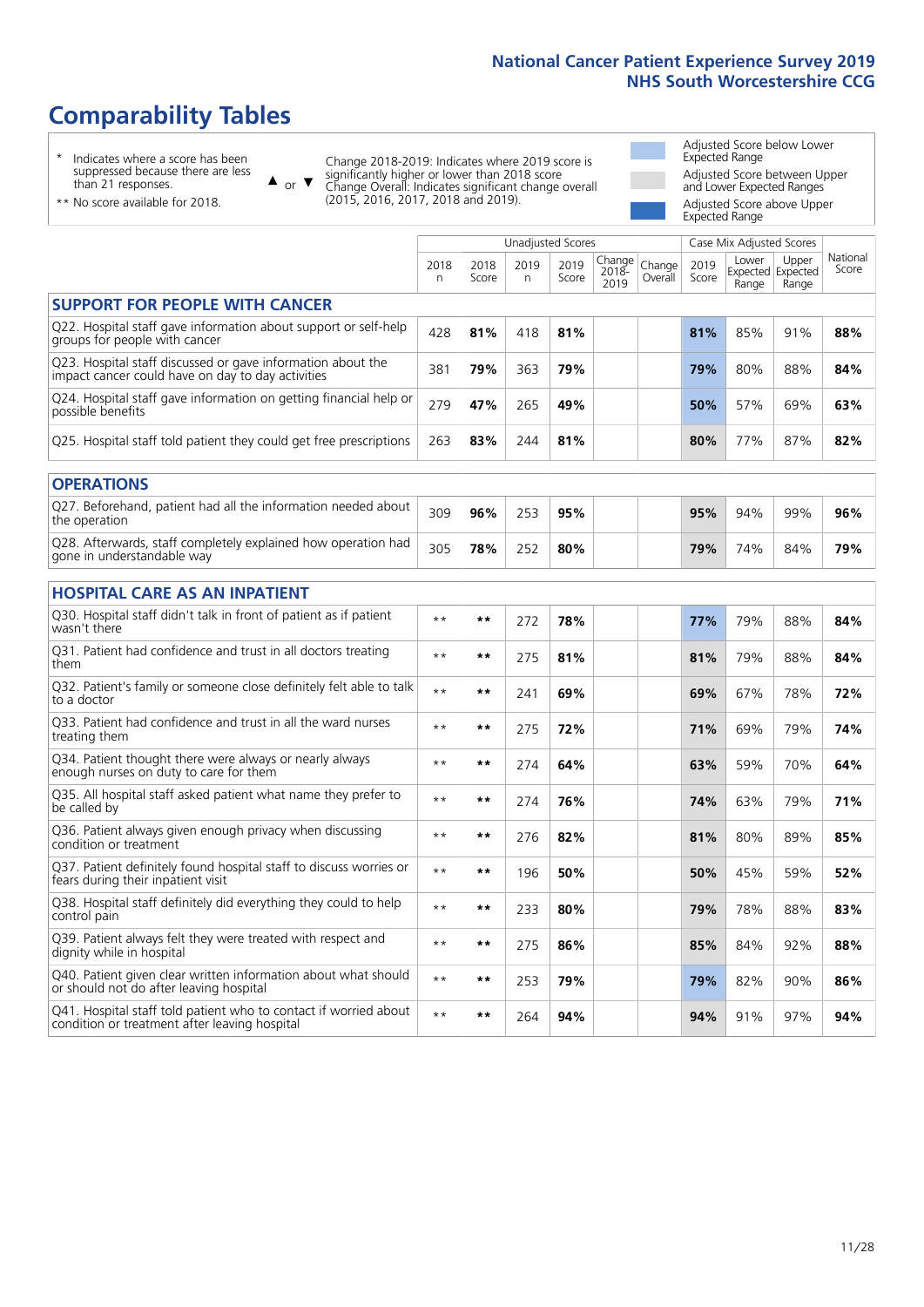# Comparability Tables

\* Indicates where a score has been suppressed because there are less than 21 responses.

\*\* No score available for 2018.

▲ or ▼ Change 2018-2019: Indicates where 2019 score is significantly higher or lower than 2018 score. Change Overall: Indicates significant change overall (2015, 2016, 2017, 2018 and 2019).

Adjusted Score below Lower Expected Range

Adjusted Score between Upper and Lower Expected Ranges

Adjusted Score above Upper Expected Range

| | Unadjusted Scores | | | | | | Case Mix Adjusted Scores | | | |
|---|---|---|---|---|---|---|---|---|---|---|
| | 2018 n | 2018 Score | 2019 n | 2019 Score | Change 2018-2019 | Change Overall | 2019 Score | Lower Expected Range | Upper Expected Range | National Score |
| **SUPPORT FOR PEOPLE WITH CANCER** | | | | | | | | | | |
| Q22. Hospital staff gave information about support or self-help groups for people with cancer | 428 | **81%** | 418 | **81%** | | | **81%** | 85% | 91% | **88%** |
| Q23. Hospital staff discussed or gave information about the impact cancer could have on day to day activities | 381 | **79%** | 363 | **79%** | | | **79%** | 80% | 88% | **84%** |
| Q24. Hospital staff gave information on getting financial help or possible benefits | 279 | **47%** | 265 | **49%** | | | **50%** | 57% | 69% | **63%** |
| Q25. Hospital staff told patient they could get free prescriptions | 263 | **83%** | 244 | **81%** | | | **80%** | 77% | 87% | **82%** |
| **OPERATIONS** | | | | | | | | | | |
| Q27. Beforehand, patient had all the information needed about the operation | 309 | **96%** | 253 | **95%** | | | **95%** | 94% | 99% | **96%** |
| Q28. Afterwards, staff completely explained how operation had gone in understandable way | 305 | **78%** | 252 | **80%** | | | **79%** | 74% | 84% | **79%** |
| **HOSPITAL CARE AS AN INPATIENT** | | | | | | | | | | |
| Q30. Hospital staff didn't talk in front of patient as if patient wasn't there | ** | ** | 272 | **78%** | | | **77%** | 79% | 88% | **84%** |
| Q31. Patient had confidence and trust in all doctors treating them | ** | ** | 275 | **81%** | | | **81%** | 79% | 88% | **84%** |
| Q32. Patient's family or someone close definitely felt able to talk to a doctor | ** | ** | 241 | **69%** | | | **69%** | 67% | 78% | **72%** |
| Q33. Patient had confidence and trust in all the ward nurses treating them | ** | ** | 275 | **72%** | | | **71%** | 69% | 79% | **74%** |
| Q34. Patient thought there were always or nearly always enough nurses on duty to care for them | ** | ** | 274 | **64%** | | | **63%** | 59% | 70% | **64%** |
| Q35. All hospital staff asked patient what name they prefer to be called by | ** | ** | 274 | **76%** | | | **74%** | 63% | 79% | **71%** |
| Q36. Patient always given enough privacy when discussing condition or treatment | ** | ** | 276 | **82%** | | | **81%** | 80% | 89% | **85%** |
| Q37. Patient definitely found hospital staff to discuss worries or fears during their inpatient visit | ** | ** | 196 | **50%** | | | **50%** | 45% | 59% | **52%** |
| Q38. Hospital staff definitely did everything they could to help control pain | ** | ** | 233 | **80%** | | | **79%** | 78% | 88% | **83%** |
| Q39. Patient always felt they were treated with respect and dignity while in hospital | ** | ** | 275 | **86%** | | | **85%** | 84% | 92% | **88%** |
| Q40. Patient given clear written information about what should or should not do after leaving hospital | ** | ** | 253 | **79%** | | | **79%** | 82% | 90% | **86%** |
| Q41. Hospital staff told patient who to contact if worried about condition or treatment after leaving hospital | ** | ** | 264 | **94%** | | | **94%** | 91% | 97% | **94%** |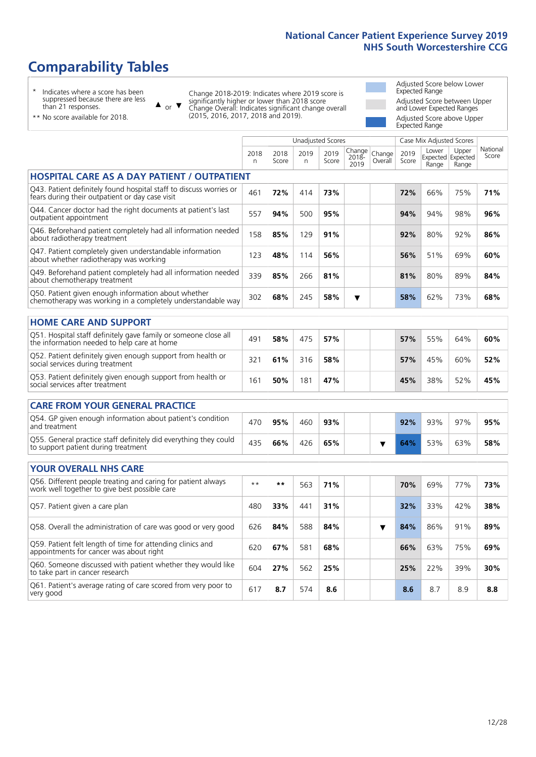# Comparability Tables

- \* Indicates where a score has been suppressed because there are less than 21 responses.
- \*\* No score available for 2018.

▲ or ▼ Change 2018-2019: Indicates where 2019 score is significantly higher or lower than 2018 score. Change Overall: Indicates significant change overall (2015, 2016, 2017, 2018 and 2019).

- Adjusted Score below Lower Expected Range
- Adjusted Score between Upper and Lower Expected Ranges
- Adjusted Score above Upper Expected Range

| | Unadjusted Scores | | | | | | Case Mix Adjusted Scores | | | |
|---|---|---|---|---|---|---|---|---|---|---|
| | 2018 n | 2018 Score | 2019 n | 2019 Score | Change 2018-2019 | Change Overall | 2019 Score | Lower Expected Range | Upper Expected Range | National Score |
| **HOSPITAL CARE AS A DAY PATIENT / OUTPATIENT** | | | | | | | | | | |
| Q43. Patient definitely found hospital staff to discuss worries or fears during their outpatient or day case visit | 461 | **72%** | 414 | **73%** | | | **72%** | 66% | 75% | **71%** |
| Q44. Cancer doctor had the right documents at patient's last outpatient appointment | 557 | **94%** | 500 | **95%** | | | **94%** | 94% | 98% | **96%** |
| Q46. Beforehand patient completely had all information needed about radiotherapy treatment | 158 | **85%** | 129 | **91%** | | | **92%** | 80% | 92% | **86%** |
| Q47. Patient completely given understandable information about whether radiotherapy was working | 123 | **48%** | 114 | **56%** | | | **56%** | 51% | 69% | **60%** |
| Q49. Beforehand patient completely had all information needed about chemotherapy treatment | 339 | **85%** | 266 | **81%** | | | **81%** | 80% | 89% | **84%** |
| Q50. Patient given enough information about whether chemotherapy was working in a completely understandable way | 302 | **68%** | 245 | **58%** | ▼ | | **58%** | 62% | 73% | **68%** |
| **HOME CARE AND SUPPORT** | | | | | | | | | | |
| Q51. Hospital staff definitely gave family or someone close all the information needed to help care at home | 491 | **58%** | 475 | **57%** | | | **57%** | 55% | 64% | **60%** |
| Q52. Patient definitely given enough support from health or social services during treatment | 321 | **61%** | 316 | **58%** | | | **57%** | 45% | 60% | **52%** |
| Q53. Patient definitely given enough support from health or social services after treatment | 161 | **50%** | 181 | **47%** | | | **45%** | 38% | 52% | **45%** |
| **CARE FROM YOUR GENERAL PRACTICE** | | | | | | | | | | |
| Q54. GP given enough information about patient's condition and treatment | 470 | **95%** | 460 | **93%** | | | **92%** | 93% | 97% | **95%** |
| Q55. General practice staff definitely did everything they could to support patient during treatment | 435 | **66%** | 426 | **65%** | | ▼ | **64%** | 53% | 63% | **58%** |
| **YOUR OVERALL NHS CARE** | | | | | | | | | | |
| Q56. Different people treating and caring for patient always work well together to give best possible care | ** | ** | 563 | **71%** | | | **70%** | 69% | 77% | **73%** |
| Q57. Patient given a care plan | 480 | **33%** | 441 | **31%** | | | **32%** | 33% | 42% | **38%** |
| Q58. Overall the administration of care was good or very good | 626 | **84%** | 588 | **84%** | | ▼ | **84%** | 86% | 91% | **89%** |
| Q59. Patient felt length of time for attending clinics and appointments for cancer was about right | 620 | **67%** | 581 | **68%** | | | **66%** | 63% | 75% | **69%** |
| Q60. Someone discussed with patient whether they would like to take part in cancer research | 604 | **27%** | 562 | **25%** | | | **25%** | 22% | 39% | **30%** |
| Q61. Patient's average rating of care scored from very poor to very good | 617 | **8.7** | 574 | **8.6** | | | **8.6** | 8.7 | 8.9 | **8.8** |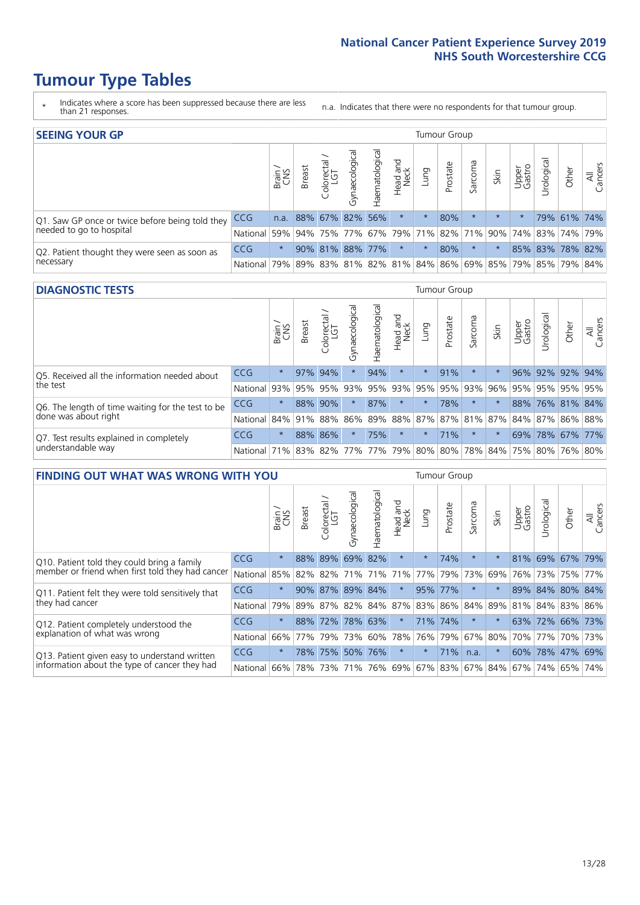# Tumour Type Tables

\* Indicates where a score has been suppressed because there are less than 21 responses.

n.a. Indicates that there were no respondents for that tumour group.

## SEEING YOUR GP

| | | Brain / CNS | Breast | Colorectal / LGT | Gynaecological | Haematological | Head and Neck | Lung | Prostate | Sarcoma | Skin | Upper Gastro | Urological | Other | All Cancers |
|---|---|---|---|---|---|---|---|---|---|---|---|---|---|---|---|
| Q1. Saw GP once or twice before being told they needed to go to hospital | CCG | n.a. | 88% | 67% | 82% | 56% | * | * | 80% | * | * | * | 79% | 61% | 74% |
| | National | 59% | 94% | 75% | 77% | 67% | 79% | 71% | 82% | 71% | 90% | 74% | 83% | 74% | 79% |
| Q2. Patient thought they were seen as soon as necessary | CCG | * | 90% | 81% | 88% | 77% | * | * | 80% | * | * | 85% | 83% | 78% | 82% |
| | National | 79% | 89% | 83% | 81% | 82% | 81% | 84% | 86% | 69% | 85% | 79% | 85% | 79% | 84% |

## DIAGNOSTIC TESTS

| | | Brain / CNS | Breast | Colorectal / LGT | Gynaecological | Haematological | Head and Neck | Lung | Prostate | Sarcoma | Skin | Upper Gastro | Urological | Other | All Cancers |
|---|---|---|---|---|---|---|---|---|---|---|---|---|---|---|---|
| Q5. Received all the information needed about the test | CCG | * | 97% | 94% | * | 94% | * | * | 91% | * | * | 96% | 92% | 92% | 94% |
| | National | 93% | 95% | 95% | 93% | 95% | 93% | 95% | 95% | 93% | 96% | 95% | 95% | 95% | 95% |
| Q6. The length of time waiting for the test to be done was about right | CCG | * | 88% | 90% | * | 87% | * | * | 78% | * | * | 88% | 76% | 81% | 84% |
| | National | 84% | 91% | 88% | 86% | 89% | 88% | 87% | 87% | 81% | 87% | 84% | 87% | 86% | 88% |
| Q7. Test results explained in completely understandable way | CCG | * | 88% | 86% | * | 75% | * | * | 71% | * | * | 69% | 78% | 67% | 77% |
| | National | 71% | 83% | 82% | 77% | 77% | 79% | 80% | 80% | 78% | 84% | 75% | 80% | 76% | 80% |

## FINDING OUT WHAT WAS WRONG WITH YOU

| | | Brain / CNS | Breast | Colorectal / LGT | Gynaecological | Haematological | Head and Neck | Lung | Prostate | Sarcoma | Skin | Upper Gastro | Urological | Other | All Cancers |
|---|---|---|---|---|---|---|---|---|---|---|---|---|---|---|---|
| Q10. Patient told they could bring a family member or friend when first told they had cancer | CCG | * | 88% | 89% | 69% | 82% | * | * | 74% | * | * | 81% | 69% | 67% | 79% |
| | National | 85% | 82% | 82% | 71% | 71% | 71% | 77% | 79% | 73% | 69% | 76% | 73% | 75% | 77% |
| Q11. Patient felt they were told sensitively that they had cancer | CCG | * | 90% | 87% | 89% | 84% | * | 95% | 77% | * | * | 89% | 84% | 80% | 84% |
| | National | 79% | 89% | 87% | 82% | 84% | 87% | 83% | 86% | 84% | 89% | 81% | 84% | 83% | 86% |
| Q12. Patient completely understood the explanation of what was wrong | CCG | * | 88% | 72% | 78% | 63% | * | 71% | 74% | * | * | 63% | 72% | 66% | 73% |
| | National | 66% | 77% | 79% | 73% | 60% | 78% | 76% | 79% | 67% | 80% | 70% | 77% | 70% | 73% |
| Q13. Patient given easy to understand written information about the type of cancer they had | CCG | * | 78% | 75% | 50% | 76% | * | * | 71% | n.a. | * | 60% | 78% | 47% | 69% |
| | National | 66% | 78% | 73% | 71% | 76% | 69% | 67% | 83% | 67% | 84% | 67% | 74% | 65% | 74% |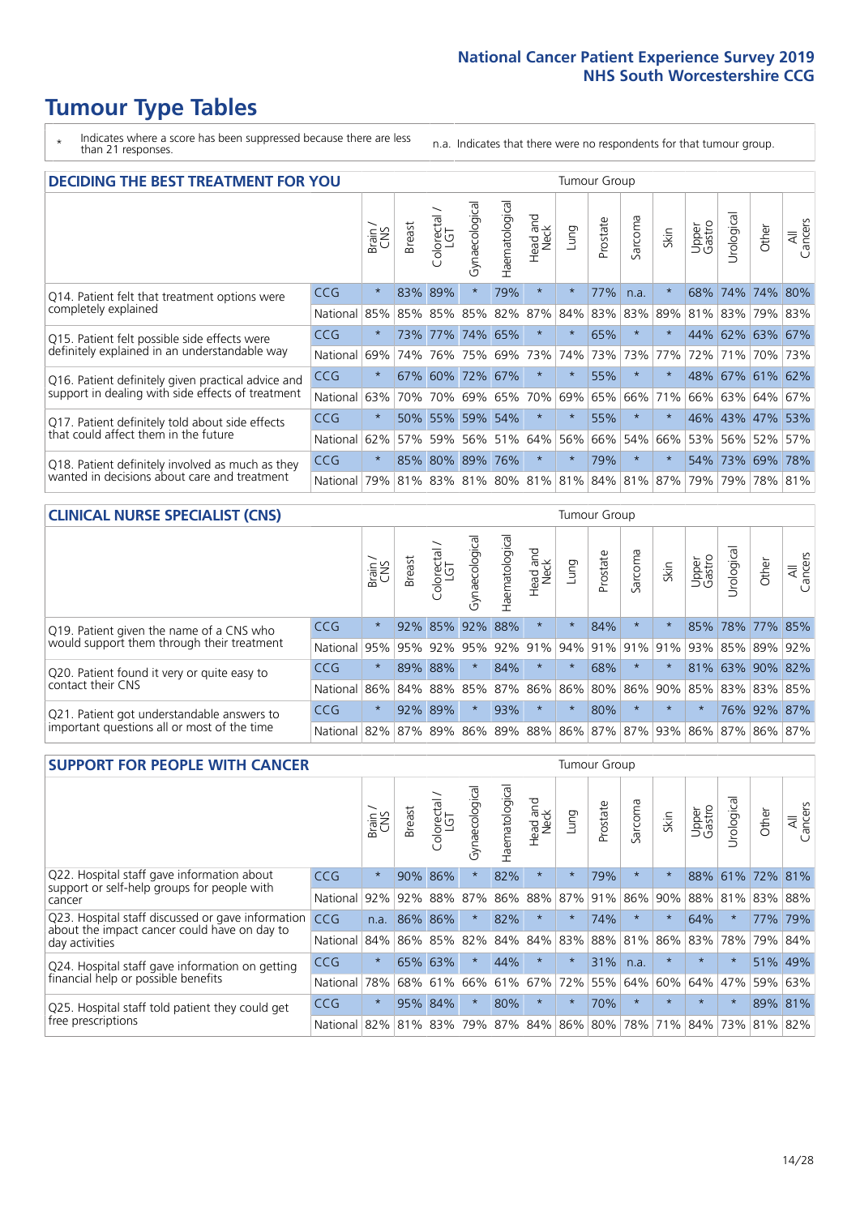# Tumour Type Tables

\* Indicates where a score has been suppressed because there are less than 21 responses.

n.a. Indicates that there were no respondents for that tumour group.

## DECIDING THE BEST TREATMENT FOR YOU

| | | Brain / CNS | Breast | Colorectal / LGT | Gynaecological | Haematological | Head and Neck | Lung | Prostate | Sarcoma | Skin | Upper Gastro | Urological | Other | All Cancers |
|---|---|---|---|---|---|---|---|---|---|---|---|---|---|---|---|
| Q14. Patient felt that treatment options were completely explained | CCG | * | 83% | 89% | * | 79% | * | * | 77% | n.a. | * | 68% | 74% | 74% | 80% |
| | National | 85% | 85% | 85% | 85% | 82% | 87% | 84% | 83% | 83% | 89% | 81% | 83% | 79% | 83% |
| Q15. Patient felt possible side effects were definitely explained in an understandable way | CCG | * | 73% | 77% | 74% | 65% | * | * | 65% | * | * | 44% | 62% | 63% | 67% |
| | National | 69% | 74% | 76% | 75% | 69% | 73% | 74% | 73% | 73% | 77% | 72% | 71% | 70% | 73% |
| Q16. Patient definitely given practical advice and support in dealing with side effects of treatment | CCG | * | 67% | 60% | 72% | 67% | * | * | 55% | * | * | 48% | 67% | 61% | 62% |
| | National | 63% | 70% | 70% | 69% | 65% | 70% | 69% | 65% | 66% | 71% | 66% | 63% | 64% | 67% |
| Q17. Patient definitely told about side effects that could affect them in the future | CCG | * | 50% | 55% | 59% | 54% | * | * | 55% | * | * | 46% | 43% | 47% | 53% |
| | National | 62% | 57% | 59% | 56% | 51% | 64% | 56% | 66% | 54% | 66% | 53% | 56% | 52% | 57% |
| Q18. Patient definitely involved as much as they wanted in decisions about care and treatment | CCG | * | 85% | 80% | 89% | 76% | * | * | 79% | * | * | 54% | 73% | 69% | 78% |
| | National | 79% | 81% | 83% | 81% | 80% | 81% | 81% | 84% | 81% | 87% | 79% | 79% | 78% | 81% |

## CLINICAL NURSE SPECIALIST (CNS)

| | | Brain / CNS | Breast | Colorectal / LGT | Gynaecological | Haematological | Head and Neck | Lung | Prostate | Sarcoma | Skin | Upper Gastro | Urological | Other | All Cancers |
|---|---|---|---|---|---|---|---|---|---|---|---|---|---|---|---|
| Q19. Patient given the name of a CNS who would support them through their treatment | CCG | * | 92% | 85% | 92% | 88% | * | * | 84% | * | * | 85% | 78% | 77% | 85% |
| | National | 95% | 95% | 92% | 95% | 92% | 91% | 94% | 91% | 91% | 91% | 93% | 85% | 89% | 92% |
| Q20. Patient found it very or quite easy to contact their CNS | CCG | * | 89% | 88% | * | 84% | * | * | 68% | * | * | 81% | 63% | 90% | 82% |
| | National | 86% | 84% | 88% | 85% | 87% | 86% | 86% | 80% | 86% | 90% | 85% | 83% | 83% | 85% |
| Q21. Patient got understandable answers to important questions all or most of the time | CCG | * | 92% | 89% | * | 93% | * | * | 80% | * | * | * | 76% | 92% | 87% |
| | National | 82% | 87% | 89% | 86% | 89% | 88% | 86% | 87% | 87% | 93% | 86% | 87% | 86% | 87% |

## SUPPORT FOR PEOPLE WITH CANCER

| | | Brain / CNS | Breast | Colorectal / LGT | Gynaecological | Haematological | Head and Neck | Lung | Prostate | Sarcoma | Skin | Upper Gastro | Urological | Other | All Cancers |
|---|---|---|---|---|---|---|---|---|---|---|---|---|---|---|---|
| Q22. Hospital staff gave information about support or self-help groups for people with cancer | CCG | * | 90% | 86% | * | 82% | * | * | 79% | * | * | 88% | 61% | 72% | 81% |
| | National | 92% | 92% | 88% | 87% | 86% | 88% | 87% | 91% | 86% | 90% | 88% | 81% | 83% | 88% |
| Q23. Hospital staff discussed or gave information about the impact cancer could have on day to day activities | CCG | n.a. | 86% | 86% | * | 82% | * | * | 74% | * | * | 64% | * | 77% | 79% |
| | National | 84% | 86% | 85% | 82% | 84% | 84% | 83% | 88% | 81% | 86% | 83% | 78% | 79% | 84% |
| Q24. Hospital staff gave information on getting financial help or possible benefits | CCG | * | 65% | 63% | * | 44% | * | * | 31% | n.a. | * | * | * | 51% | 49% |
| | National | 78% | 68% | 61% | 66% | 61% | 67% | 72% | 55% | 64% | 60% | 64% | 47% | 59% | 63% |
| Q25. Hospital staff told patient they could get free prescriptions | CCG | * | 95% | 84% | * | 80% | * | * | 70% | * | * | * | * | 89% | 81% |
| | National | 82% | 81% | 83% | 79% | 87% | 84% | 86% | 80% | 78% | 71% | 84% | 73% | 81% | 82% |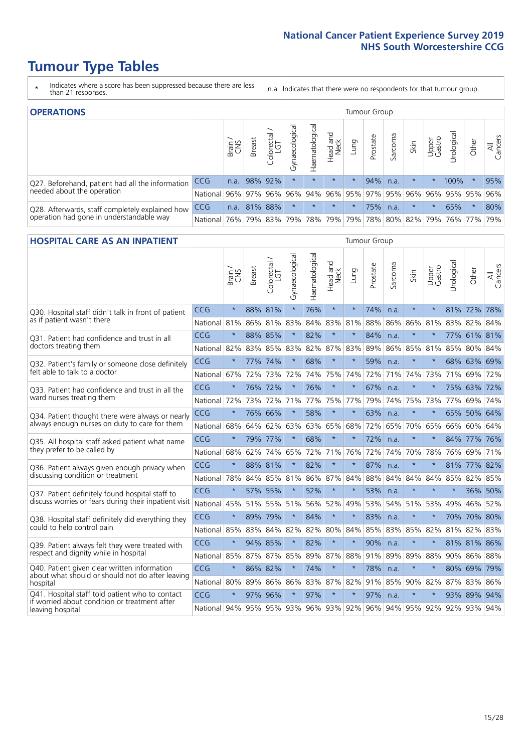# Tumour Type Tables

\* Indicates where a score has been suppressed because there are less than 21 responses.

n.a. Indicates that there were no respondents for that tumour group.

## OPERATIONS

| | | Brain / CNS | Breast | Colorectal / LGT | Gynaecological | Haematological | Head and Neck | Lung | Prostate | Sarcoma | Skin | Upper Gastro | Urological | Other | All Cancers |
|---|---|---|---|---|---|---|---|---|---|---|---|---|---|---|---|
| Q27. Beforehand, patient had all the information needed about the operation | CCG | n.a. | 98% | 92% | * | * | * | * | 94% | n.a. | * | * | 100% | * | 95% |
| | National | 96% | 97% | 96% | 96% | 94% | 96% | 95% | 97% | 95% | 96% | 96% | 95% | 95% | 96% |
| Q28. Afterwards, staff completely explained how operation had gone in understandable way | CCG | n.a. | 81% | 88% | * | * | * | * | 75% | n.a. | * | * | 65% | * | 80% |
| | National | 76% | 79% | 83% | 79% | 78% | 79% | 79% | 78% | 80% | 82% | 79% | 76% | 77% | 79% |

## HOSPITAL CARE AS AN INPATIENT

| | | Brain / CNS | Breast | Colorectal / LGT | Gynaecological | Haematological | Head and Neck | Lung | Prostate | Sarcoma | Skin | Upper Gastro | Urological | Other | All Cancers |
|---|---|---|---|---|---|---|---|---|---|---|---|---|---|---|---|
| Q30. Hospital staff didn't talk in front of patient as if patient wasn't there | CCG | * | 88% | 81% | * | 76% | * | * | 74% | n.a. | * | * | 81% | 72% | 78% |
| | National | 81% | 86% | 81% | 83% | 84% | 83% | 81% | 88% | 86% | 86% | 81% | 83% | 82% | 84% |
| Q31. Patient had confidence and trust in all doctors treating them | CCG | * | 88% | 85% | * | 82% | * | * | 84% | n.a. | * | * | 77% | 61% | 81% |
| | National | 82% | 83% | 85% | 83% | 82% | 87% | 83% | 89% | 86% | 85% | 81% | 85% | 80% | 84% |
| Q32. Patient's family or someone close definitely felt able to talk to a doctor | CCG | * | 77% | 74% | * | 68% | * | * | 59% | n.a. | * | * | 68% | 63% | 69% |
| | National | 67% | 72% | 73% | 72% | 74% | 75% | 74% | 72% | 71% | 74% | 73% | 71% | 69% | 72% |
| Q33. Patient had confidence and trust in all the ward nurses treating them | CCG | * | 76% | 72% | * | 76% | * | * | 67% | n.a. | * | * | 75% | 63% | 72% |
| | National | 72% | 73% | 72% | 71% | 77% | 75% | 77% | 79% | 74% | 75% | 73% | 77% | 69% | 74% |
| Q34. Patient thought there were always or nearly always enough nurses on duty to care for them | CCG | * | 76% | 66% | * | 58% | * | * | 63% | n.a. | * | * | 65% | 50% | 64% |
| | National | 68% | 64% | 62% | 63% | 63% | 65% | 68% | 72% | 65% | 70% | 65% | 66% | 60% | 64% |
| Q35. All hospital staff asked patient what name they prefer to be called by | CCG | * | 79% | 77% | * | 68% | * | * | 72% | n.a. | * | * | 84% | 77% | 76% |
| | National | 68% | 62% | 74% | 65% | 72% | 71% | 76% | 72% | 74% | 70% | 78% | 76% | 69% | 71% |
| Q36. Patient always given enough privacy when discussing condition or treatment | CCG | * | 88% | 81% | * | 82% | * | * | 87% | n.a. | * | * | 81% | 77% | 82% |
| | National | 78% | 84% | 85% | 81% | 86% | 87% | 84% | 88% | 84% | 84% | 84% | 85% | 82% | 85% |
| Q37. Patient definitely found hospital staff to discuss worries or fears during their inpatient visit | CCG | * | 57% | 55% | * | 52% | * | * | 53% | n.a. | * | * | * | 36% | 50% |
| | National | 45% | 51% | 55% | 51% | 56% | 52% | 49% | 53% | 54% | 51% | 53% | 49% | 46% | 52% |
| Q38. Hospital staff definitely did everything they could to help control pain | CCG | * | 89% | 79% | * | 84% | * | * | 83% | n.a. | * | * | 70% | 70% | 80% |
| | National | 85% | 83% | 84% | 82% | 82% | 80% | 84% | 85% | 83% | 85% | 82% | 81% | 82% | 83% |
| Q39. Patient always felt they were treated with respect and dignity while in hospital | CCG | * | 94% | 85% | * | 82% | * | * | 90% | n.a. | * | * | 81% | 81% | 86% |
| | National | 85% | 87% | 87% | 85% | 89% | 87% | 88% | 91% | 89% | 89% | 88% | 90% | 86% | 88% |
| Q40. Patient given clear written information about what should or should not do after leaving hospital | CCG | * | 86% | 82% | * | 74% | * | * | 78% | n.a. | * | * | 80% | 69% | 79% |
| | National | 80% | 89% | 86% | 86% | 83% | 87% | 82% | 91% | 85% | 90% | 82% | 87% | 83% | 86% |
| Q41. Hospital staff told patient who to contact if worried about condition or treatment after leaving hospital | CCG | * | 97% | 96% | * | 97% | * | * | 97% | n.a. | * | * | 93% | 89% | 94% |
| | National | 94% | 95% | 95% | 93% | 96% | 93% | 92% | 96% | 94% | 95% | 92% | 92% | 93% | 94% |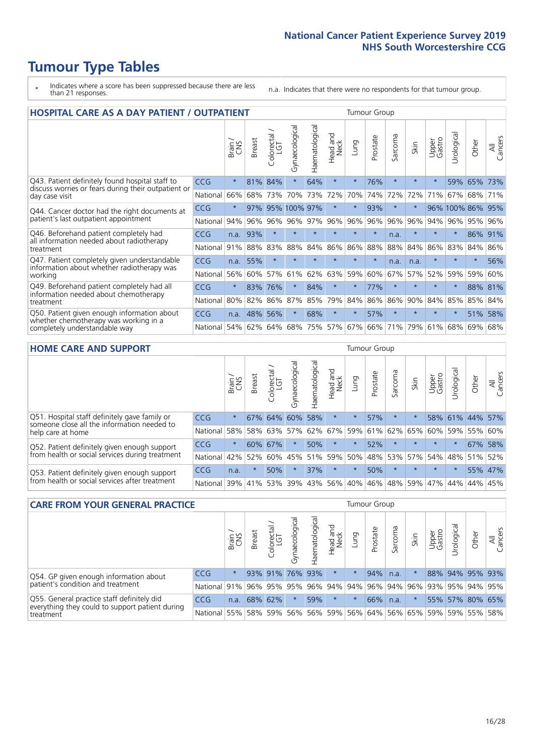# Tumour Type Tables

\* Indicates where a score has been suppressed because there are less than 21 responses.

n.a. Indicates that there were no respondents for that tumour group.

## HOSPITAL CARE AS A DAY PATIENT / OUTPATIENT

| | | Brain / CNS | Breast | Colorectal / LGT | Gynaecological | Haematological | Head and Neck | Lung | Prostate | Sarcoma | Skin | Upper Gastro | Urological | Other | All Cancers |
|---|---|---|---|---|---|---|---|---|---|---|---|---|---|---|---|
| Q43. Patient definitely found hospital staff to discuss worries or fears during their outpatient or day case visit | CCG | * | 81% | 84% | * | 64% | * | * | 76% | * | * | * | 59% | 65% | 73% |
| | National | 66% | 68% | 73% | 70% | 73% | 72% | 70% | 74% | 72% | 72% | 71% | 67% | 68% | 71% |
| Q44. Cancer doctor had the right documents at patient's last outpatient appointment | CCG | * | 97% | 95% | 100% | 97% | * | * | 93% | * | * | 96% | 100% | 86% | 95% |
| | National | 94% | 96% | 96% | 96% | 97% | 96% | 96% | 96% | 96% | 96% | 94% | 96% | 95% | 96% |
| Q46. Beforehand patient completely had all information needed about radiotherapy treatment | CCG | n.a. | 93% | * | * | * | * | * | * | n.a. | * | * | * | 86% | 91% |
| | National | 91% | 88% | 83% | 88% | 84% | 86% | 86% | 88% | 88% | 84% | 86% | 83% | 84% | 86% |
| Q47. Patient completely given understandable information about whether radiotherapy was working | CCG | n.a. | 55% | * | * | * | * | * | * | n.a. | n.a. | * | * | * | 56% |
| | National | 56% | 60% | 57% | 61% | 62% | 63% | 59% | 60% | 67% | 57% | 52% | 59% | 59% | 60% |
| Q49. Beforehand patient completely had all information needed about chemotherapy treatment | CCG | * | 83% | 76% | * | 84% | * | * | 77% | * | * | * | * | 88% | 81% |
| | National | 80% | 82% | 86% | 87% | 85% | 79% | 84% | 86% | 86% | 90% | 84% | 85% | 85% | 84% |
| Q50. Patient given enough information about whether chemotherapy was working in a completely understandable way | CCG | n.a. | 48% | 56% | * | 68% | * | * | 57% | * | * | * | * | 51% | 58% |
| | National | 54% | 62% | 64% | 68% | 75% | 57% | 67% | 66% | 71% | 79% | 61% | 68% | 69% | 68% |

## HOME CARE AND SUPPORT

| | | Brain / CNS | Breast | Colorectal / LGT | Gynaecological | Haematological | Head and Neck | Lung | Prostate | Sarcoma | Skin | Upper Gastro | Urological | Other | All Cancers |
|---|---|---|---|---|---|---|---|---|---|---|---|---|---|---|---|
| Q51. Hospital staff definitely gave family or someone close all the information needed to help care at home | CCG | * | 67% | 64% | 60% | 58% | * | * | 57% | * | * | 58% | 61% | 44% | 57% |
| | National | 58% | 58% | 63% | 57% | 62% | 67% | 59% | 61% | 62% | 65% | 60% | 59% | 55% | 60% |
| Q52. Patient definitely given enough support from health or social services during treatment | CCG | * | 60% | 67% | * | 50% | * | * | 52% | * | * | * | * | 67% | 58% |
| | National | 42% | 52% | 60% | 45% | 51% | 59% | 50% | 48% | 53% | 57% | 54% | 48% | 51% | 52% |
| Q53. Patient definitely given enough support from health or social services after treatment | CCG | n.a. | * | 50% | * | 37% | * | * | 50% | * | * | * | * | 55% | 47% |
| | National | 39% | 41% | 53% | 39% | 43% | 56% | 40% | 46% | 48% | 59% | 47% | 44% | 44% | 45% |

## CARE FROM YOUR GENERAL PRACTICE

| | | Brain / CNS | Breast | Colorectal / LGT | Gynaecological | Haematological | Head and Neck | Lung | Prostate | Sarcoma | Skin | Upper Gastro | Urological | Other | All Cancers |
|---|---|---|---|---|---|---|---|---|---|---|---|---|---|---|---|
| Q54. GP given enough information about patient's condition and treatment | CCG | * | 93% | 91% | 76% | 93% | * | * | 94% | n.a. | * | 88% | 94% | 95% | 93% |
| | National | 91% | 96% | 95% | 95% | 96% | 94% | 94% | 96% | 94% | 96% | 93% | 95% | 94% | 95% |
| Q55. General practice staff definitely did everything they could to support patient during treatment | CCG | n.a. | 68% | 62% | * | 59% | * | * | 66% | n.a. | * | 55% | 57% | 80% | 65% |
| | National | 55% | 58% | 59% | 56% | 56% | 59% | 56% | 64% | 56% | 65% | 59% | 59% | 55% | 58% |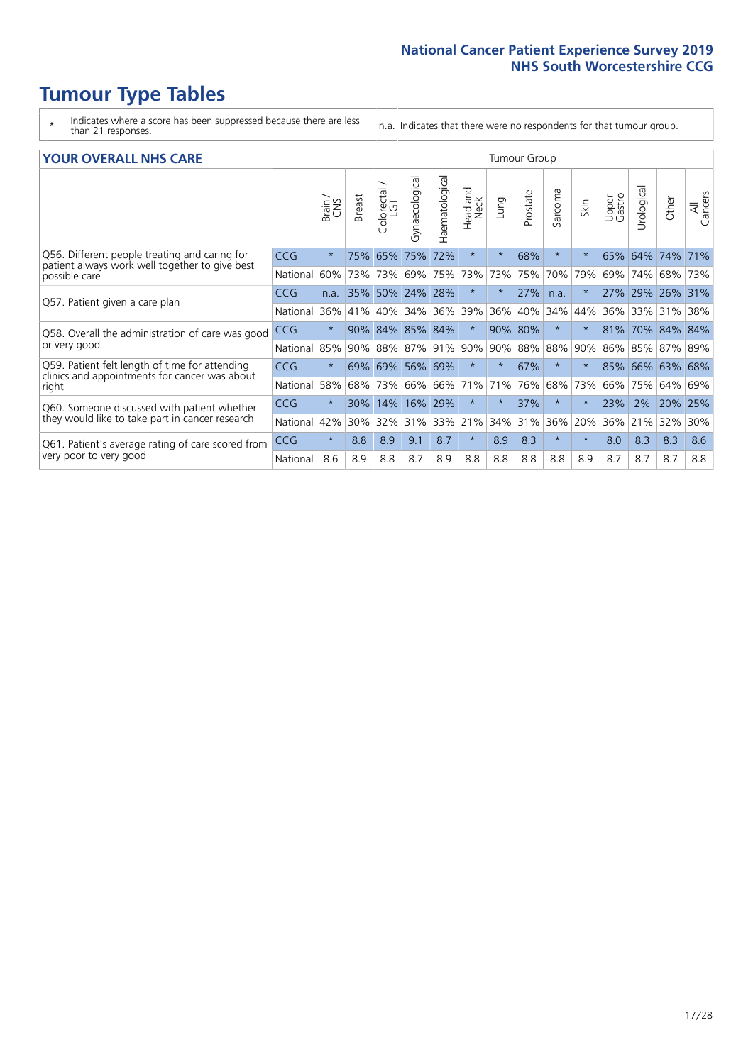# Tumour Type Tables

\* Indicates where a score has been suppressed because there are less than 21 responses.

n.a. Indicates that there were no respondents for that tumour group.

## YOUR OVERALL NHS CARE

| | | Brain / CNS | Breast | Colorectal / LGT | Gynaecological | Haematological | Head and Neck | Lung | Prostate | Sarcoma | Skin | Upper Gastro | Urological | Other | All Cancers |
|---|---|---|---|---|---|---|---|---|---|---|---|---|---|---|---|
| Q56. Different people treating and caring for patient always work well together to give best possible care | CCG | * | 75% | 65% | 75% | 72% | * | * | 68% | * | * | 65% | 64% | 74% | 71% |
| | National | 60% | 73% | 73% | 69% | 75% | 73% | 73% | 75% | 70% | 79% | 69% | 74% | 68% | 73% |
| Q57. Patient given a care plan | CCG | n.a. | 35% | 50% | 24% | 28% | * | * | 27% | n.a. | * | 27% | 29% | 26% | 31% |
| | National | 36% | 41% | 40% | 34% | 36% | 39% | 36% | 40% | 34% | 44% | 36% | 33% | 31% | 38% |
| Q58. Overall the administration of care was good or very good | CCG | * | 90% | 84% | 85% | 84% | * | 90% | 80% | * | * | 81% | 70% | 84% | 84% |
| | National | 85% | 90% | 88% | 87% | 91% | 90% | 90% | 88% | 88% | 90% | 86% | 85% | 87% | 89% |
| Q59. Patient felt length of time for attending clinics and appointments for cancer was about right | CCG | * | 69% | 69% | 56% | 69% | * | * | 67% | * | * | 85% | 66% | 63% | 68% |
| | National | 58% | 68% | 73% | 66% | 66% | 71% | 71% | 76% | 68% | 73% | 66% | 75% | 64% | 69% |
| Q60. Someone discussed with patient whether they would like to take part in cancer research | CCG | * | 30% | 14% | 16% | 29% | * | * | 37% | * | * | 23% | 2% | 20% | 25% |
| | National | 42% | 30% | 32% | 31% | 33% | 21% | 34% | 31% | 36% | 20% | 36% | 21% | 32% | 30% |
| Q61. Patient's average rating of care scored from very poor to very good | CCG | * | 8.8 | 8.9 | 9.1 | 8.7 | * | 8.9 | 8.3 | * | * | 8.0 | 8.3 | 8.3 | 8.6 |
| | National | 8.6 | 8.9 | 8.8 | 8.7 | 8.9 | 8.8 | 8.8 | 8.8 | 8.8 | 8.9 | 8.7 | 8.7 | 8.7 | 8.8 |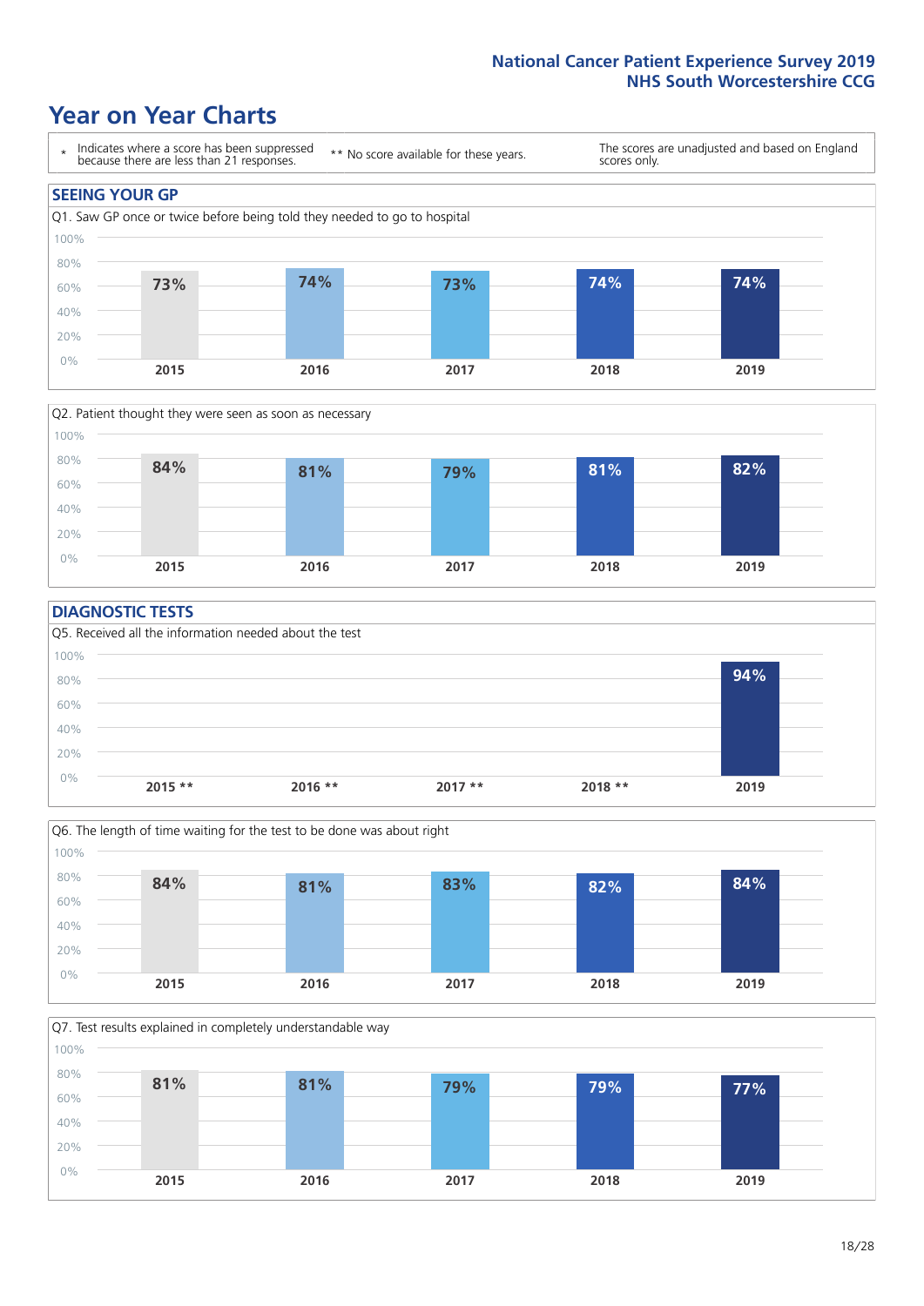# Year on Year Charts

\* Indicates where a score has been suppressed because there are less than 21 responses.

** No score available for these years.

The scores are unadjusted and based on England scores only.

## SEEING YOUR GP

Q1. Saw GP once or twice before being told they needed to go to hospital

| 2015 | 2016 | 2017 | 2018 | 2019 |
|---|---|---|---|---|
| 73% | 74% | 73% | 74% | 74% |

Q2. Patient thought they were seen as soon as necessary

| 2015 | 2016 | 2017 | 2018 | 2019 |
|---|---|---|---|---|
| 84% | 81% | 79% | 81% | 82% |

## DIAGNOSTIC TESTS

Q5. Received all the information needed about the test

| 2015 ** | 2016 ** | 2017 ** | 2018 ** | 2019 |
|---|---|---|---|---|
| | | | | 94% |

Q6. The length of time waiting for the test to be done was about right

| 2015 | 2016 | 2017 | 2018 | 2019 |
|---|---|---|---|---|
| 84% | 81% | 83% | 82% | 84% |

Q7. Test results explained in completely understandable way

| 2015 | 2016 | 2017 | 2018 | 2019 |
|---|---|---|---|---|
| 81% | 81% | 79% | 79% | 77% |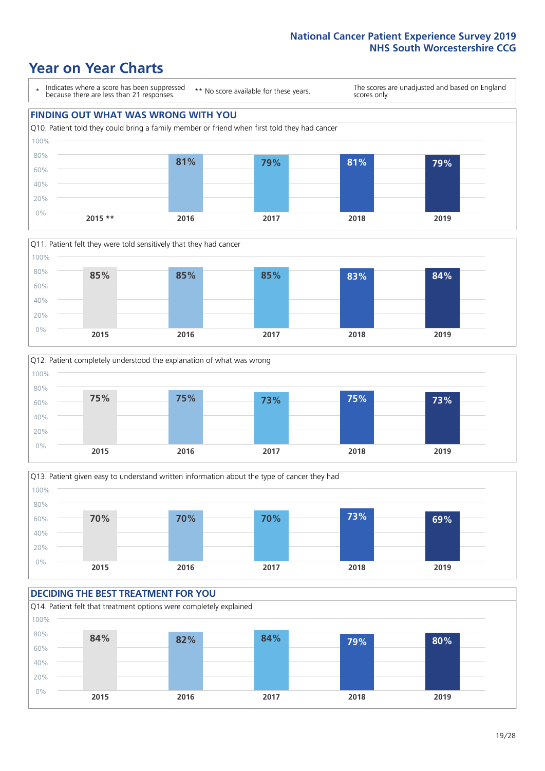# Year on Year Charts

| * Indicates where a score has been suppressed because there are less than 21 responses. | ** No score available for these years. | The scores are unadjusted and based on England scores only. |
|---|---|---|

## FINDING OUT WHAT WAS WRONG WITH YOU

Q10. Patient told they could bring a family member or friend when first told they had cancer

| 2015 ** | 2016 | 2017 | 2018 | 2019 |
|---|---|---|---|---|
| | 81% | 79% | 81% | 79% |

Q11. Patient felt they were told sensitively that they had cancer

| 2015 | 2016 | 2017 | 2018 | 2019 |
|---|---|---|---|---|
| 85% | 85% | 85% | 83% | 84% |

Q12. Patient completely understood the explanation of what was wrong

| 2015 | 2016 | 2017 | 2018 | 2019 |
|---|---|---|---|---|
| 75% | 75% | 73% | 75% | 73% |

Q13. Patient given easy to understand written information about the type of cancer they had

| 2015 | 2016 | 2017 | 2018 | 2019 |
|---|---|---|---|---|
| 70% | 70% | 70% | 73% | 69% |

## DECIDING THE BEST TREATMENT FOR YOU

Q14. Patient felt that treatment options were completely explained

| 2015 | 2016 | 2017 | 2018 | 2019 |
|---|---|---|---|---|
| 84% | 82% | 84% | 79% | 80% |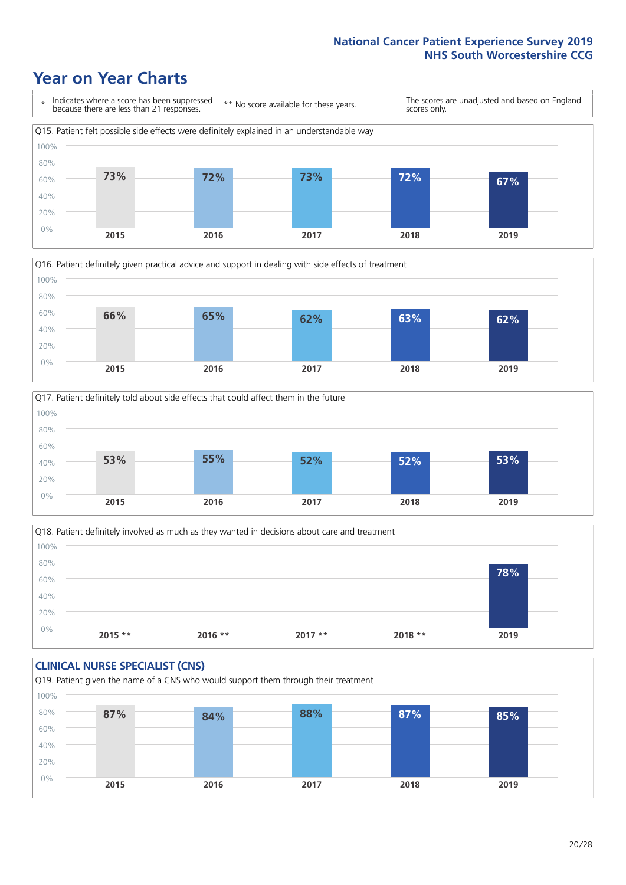# Year on Year Charts

\* Indicates where a score has been suppressed because there are less than 21 responses.

\*\* No score available for these years.

The scores are unadjusted and based on England scores only.

Q15. Patient felt possible side effects were definitely explained in an understandable way

| 2015 | 2016 | 2017 | 2018 | 2019 |
|---|---|---|---|---|
| 73% | 72% | 73% | 72% | 67% |

Q16. Patient definitely given practical advice and support in dealing with side effects of treatment

| 2015 | 2016 | 2017 | 2018 | 2019 |
|---|---|---|---|---|
| 66% | 65% | 62% | 63% | 62% |

Q17. Patient definitely told about side effects that could affect them in the future

| 2015 | 2016 | 2017 | 2018 | 2019 |
|---|---|---|---|---|
| 53% | 55% | 52% | 52% | 53% |

Q18. Patient definitely involved as much as they wanted in decisions about care and treatment

| 2015 ** | 2016 ** | 2017 ** | 2018 ** | 2019 |
|---|---|---|---|---|
| | | | | 78% |

## CLINICAL NURSE SPECIALIST (CNS)

Q19. Patient given the name of a CNS who would support them through their treatment

| 2015 | 2016 | 2017 | 2018 | 2019 |
|---|---|---|---|---|
| 87% | 84% | 88% | 87% | 85% |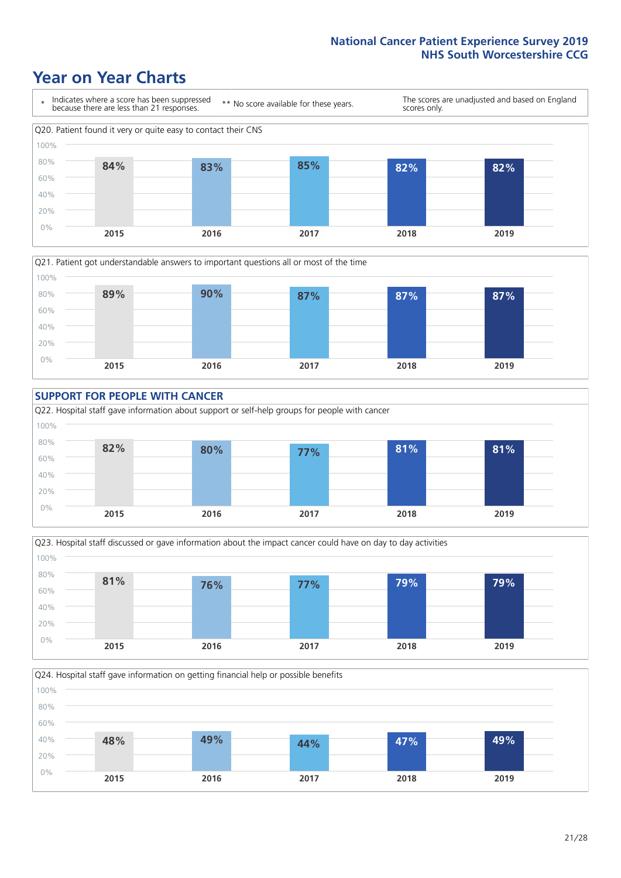# Year on Year Charts

\* Indicates where a score has been suppressed because there are less than 21 responses.

\*\* No score available for these years.

The scores are unadjusted and based on England scores only.

Q20. Patient found it very or quite easy to contact their CNS

| 2015 | 2016 | 2017 | 2018 | 2019 |
|---|---|---|---|---|
| 84% | 83% | 85% | 82% | 82% |

Q21. Patient got understandable answers to important questions all or most of the time

| 2015 | 2016 | 2017 | 2018 | 2019 |
|---|---|---|---|---|
| 89% | 90% | 87% | 87% | 87% |

## SUPPORT FOR PEOPLE WITH CANCER

Q22. Hospital staff gave information about support or self-help groups for people with cancer

| 2015 | 2016 | 2017 | 2018 | 2019 |
|---|---|---|---|---|
| 82% | 80% | 77% | 81% | 81% |

Q23. Hospital staff discussed or gave information about the impact cancer could have on day to day activities

| 2015 | 2016 | 2017 | 2018 | 2019 |
|---|---|---|---|---|
| 81% | 76% | 77% | 79% | 79% |

Q24. Hospital staff gave information on getting financial help or possible benefits

| 2015 | 2016 | 2017 | 2018 | 2019 |
|---|---|---|---|---|
| 48% | 49% | 44% | 47% | 49% |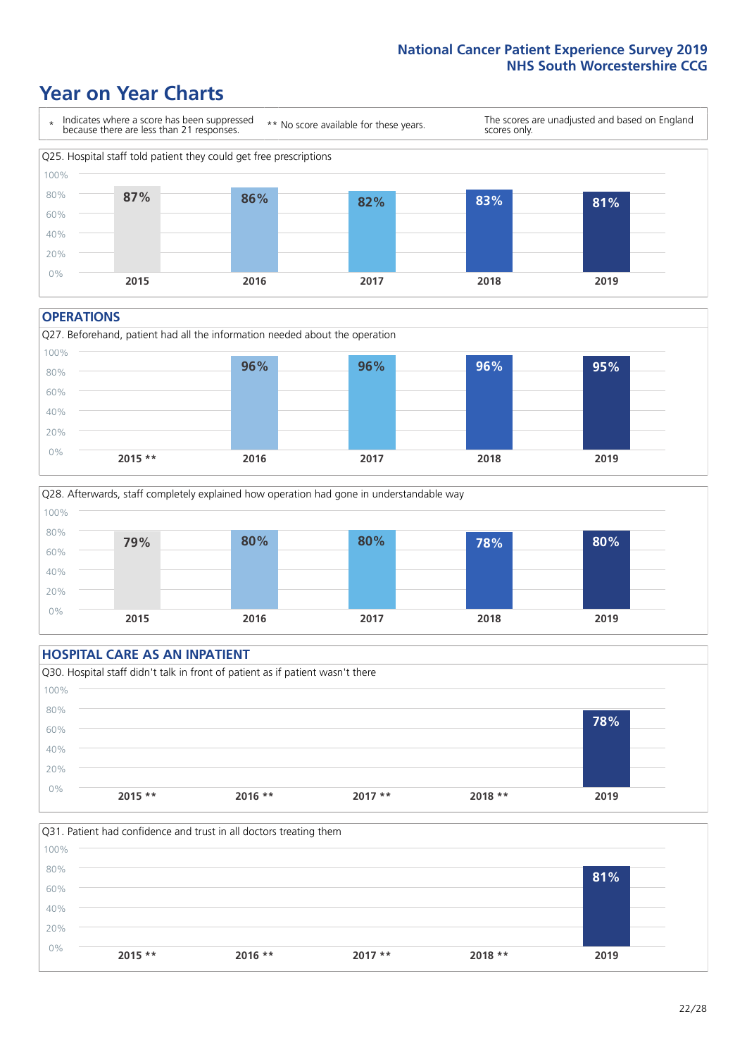# Year on Year Charts

\* Indicates where a score has been suppressed because there are less than 21 responses.

\*\* No score available for these years.

The scores are unadjusted and based on England scores only.

Q25. Hospital staff told patient they could get free prescriptions

| 2015 | 2016 | 2017 | 2018 | 2019 |
|---|---|---|---|---|
| 87% | 86% | 82% | 83% | 81% |

## OPERATIONS

Q27. Beforehand, patient had all the information needed about the operation

| 2015 ** | 2016 | 2017 | 2018 | 2019 |
|---|---|---|---|---|
| | 96% | 96% | 96% | 95% |

Q28. Afterwards, staff completely explained how operation had gone in understandable way

| 2015 | 2016 | 2017 | 2018 | 2019 |
|---|---|---|---|---|
| 79% | 80% | 80% | 78% | 80% |

## HOSPITAL CARE AS AN INPATIENT

Q30. Hospital staff didn't talk in front of patient as if patient wasn't there

| 2015 ** | 2016 ** | 2017 ** | 2018 ** | 2019 |
|---|---|---|---|---|
| | | | | 78% |

Q31. Patient had confidence and trust in all doctors treating them

| 2015 ** | 2016 ** | 2017 ** | 2018 ** | 2019 |
|---|---|---|---|---|
| | | | | 81% |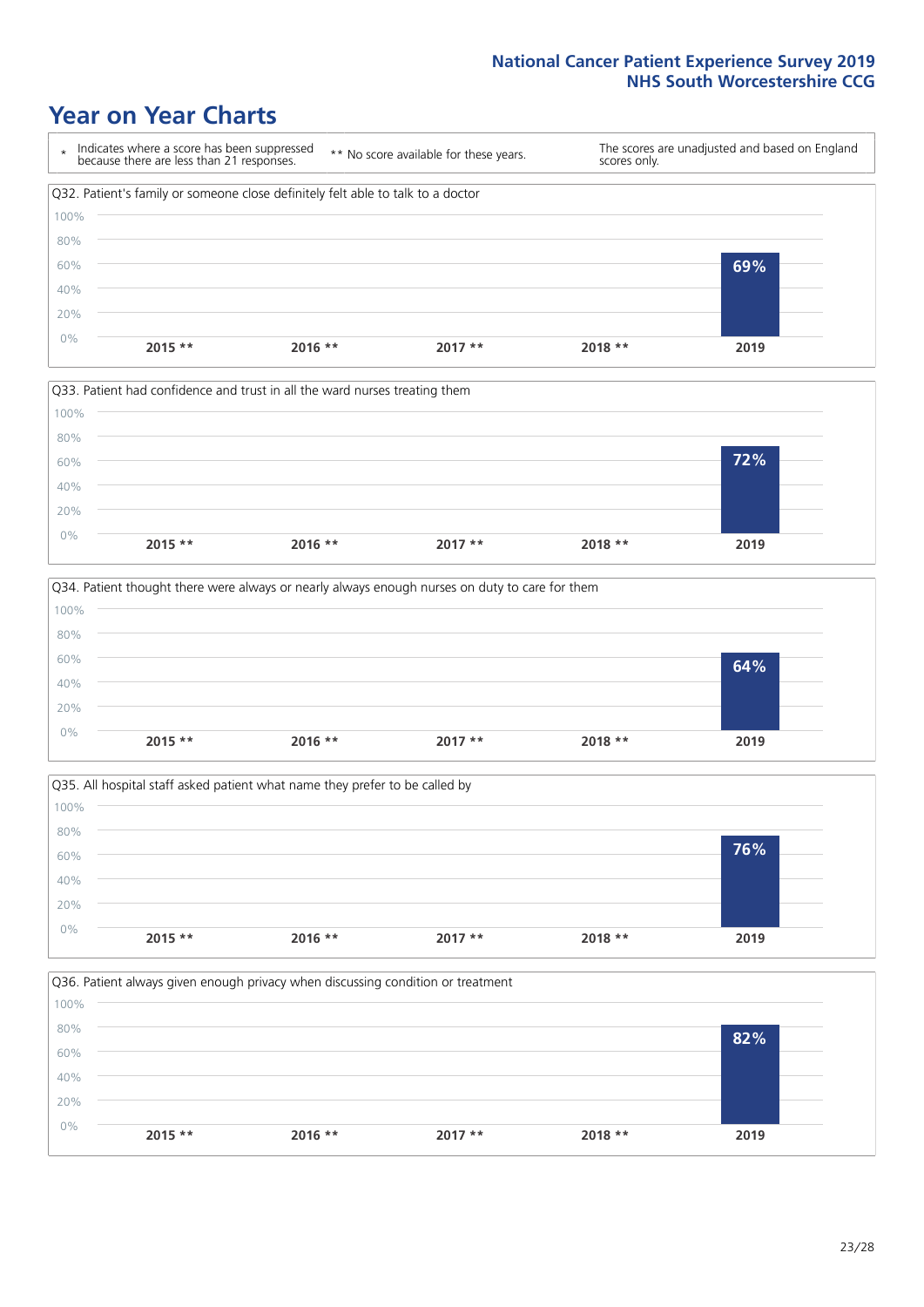# Year on Year Charts

| * Indicates where a score has been suppressed because there are less than 21 responses. | ** No score available for these years. | The scores are unadjusted and based on England scores only. |
|---|---|---|

Q32. Patient's family or someone close definitely felt able to talk to a doctor

| 2015 ** | 2016 ** | 2017 ** | 2018 ** | 2019 |
|---|---|---|---|---|
| | | | | 69% |

Q33. Patient had confidence and trust in all the ward nurses treating them

| 2015 ** | 2016 ** | 2017 ** | 2018 ** | 2019 |
|---|---|---|---|---|
| | | | | 72% |

Q34. Patient thought there were always or nearly always enough nurses on duty to care for them

| 2015 ** | 2016 ** | 2017 ** | 2018 ** | 2019 |
|---|---|---|---|---|
| | | | | 64% |

Q35. All hospital staff asked patient what name they prefer to be called by

| 2015 ** | 2016 ** | 2017 ** | 2018 ** | 2019 |
|---|---|---|---|---|
| | | | | 76% |

Q36. Patient always given enough privacy when discussing condition or treatment

| 2015 ** | 2016 ** | 2017 ** | 2018 ** | 2019 |
|---|---|---|---|---|
| | | | | 82% |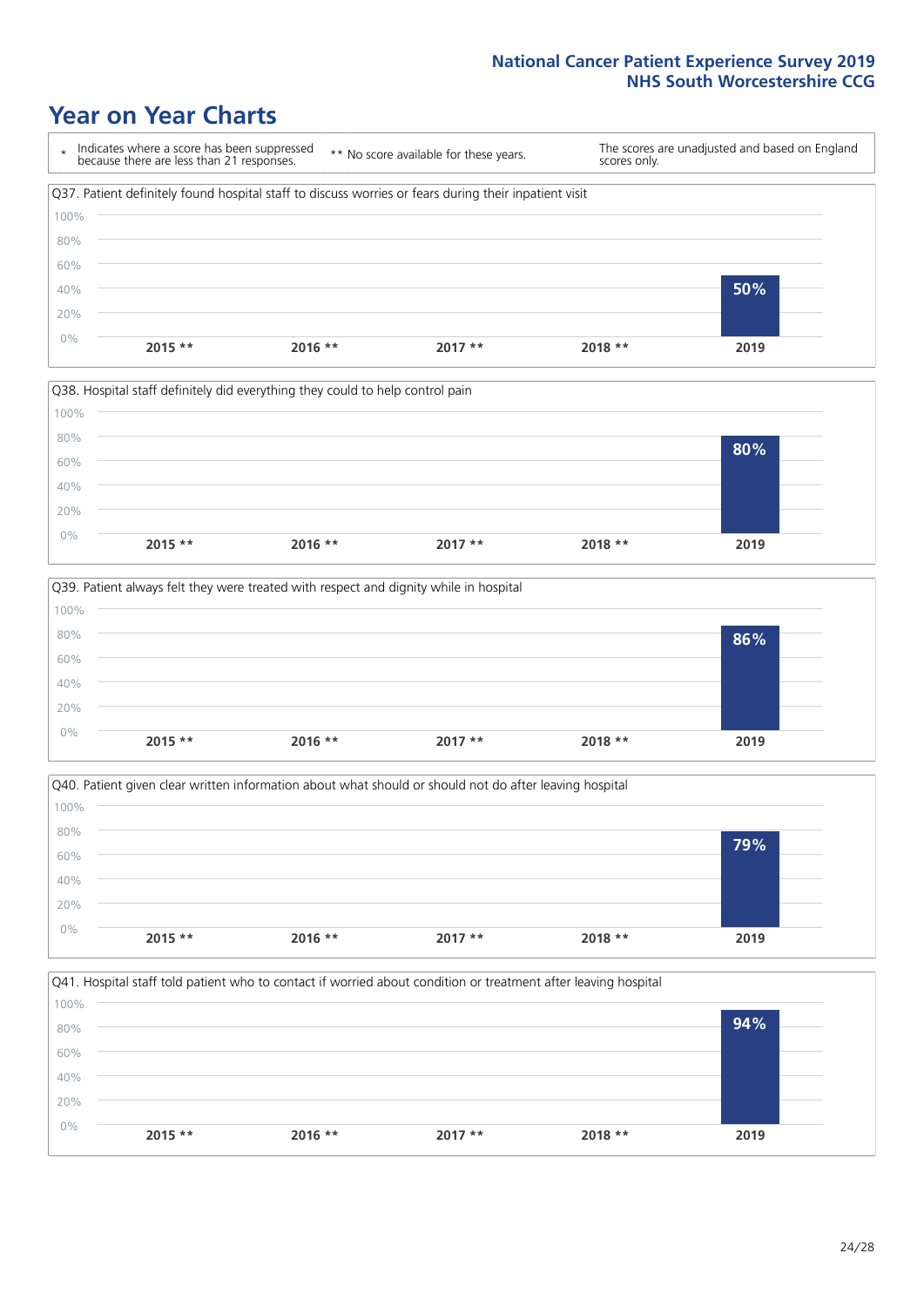# Year on Year Charts

| * Indicates where a score has been suppressed because there are less than 21 responses. | ** No score available for these years. | The scores are unadjusted and based on England scores only. |
|---|---|---|

Q37. Patient definitely found hospital staff to discuss worries or fears during their inpatient visit

| 2015 ** | 2016 ** | 2017 ** | 2018 ** | 2019 |
|---|---|---|---|---|
| | | | | 50% |

Q38. Hospital staff definitely did everything they could to help control pain

| 2015 ** | 2016 ** | 2017 ** | 2018 ** | 2019 |
|---|---|---|---|---|
| | | | | 80% |

Q39. Patient always felt they were treated with respect and dignity while in hospital

| 2015 ** | 2016 ** | 2017 ** | 2018 ** | 2019 |
|---|---|---|---|---|
| | | | | 86% |

Q40. Patient given clear written information about what should or should not do after leaving hospital

| 2015 ** | 2016 ** | 2017 ** | 2018 ** | 2019 |
|---|---|---|---|---|
| | | | | 79% |

Q41. Hospital staff told patient who to contact if worried about condition or treatment after leaving hospital

| 2015 ** | 2016 ** | 2017 ** | 2018 ** | 2019 |
|---|---|---|---|---|
| | | | | 94% |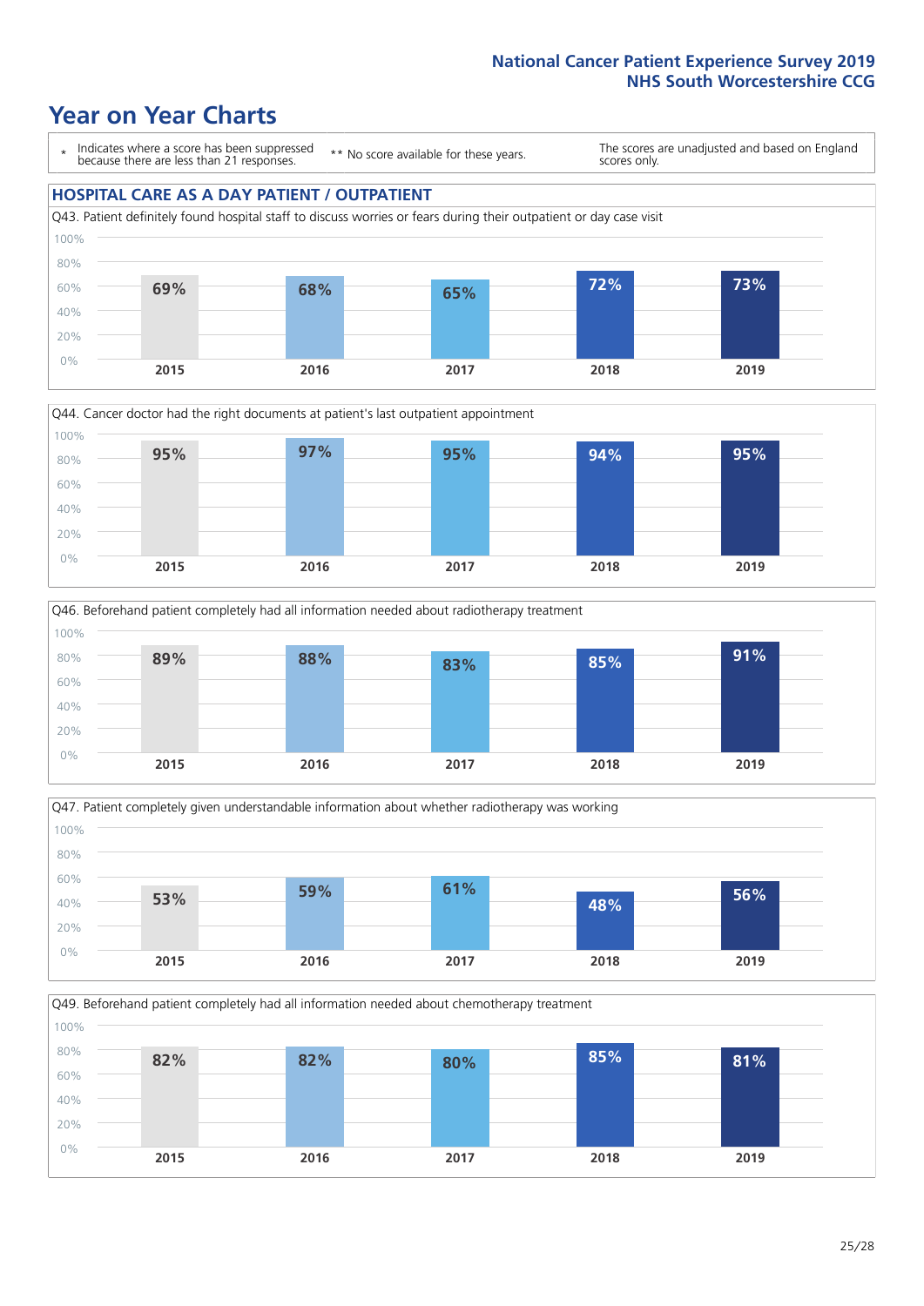# Year on Year Charts

\* Indicates where a score has been suppressed because there are less than 21 responses.

\*\* No score available for these years.

The scores are unadjusted and based on England scores only.

## HOSPITAL CARE AS A DAY PATIENT / OUTPATIENT

Q43. Patient definitely found hospital staff to discuss worries or fears during their outpatient or day case visit

| 2015 | 2016 | 2017 | 2018 | 2019 |
|---|---|---|---|---|
| 69% | 68% | 65% | 72% | 73% |

Q44. Cancer doctor had the right documents at patient's last outpatient appointment

| 2015 | 2016 | 2017 | 2018 | 2019 |
|---|---|---|---|---|
| 95% | 97% | 95% | 94% | 95% |

Q46. Beforehand patient completely had all information needed about radiotherapy treatment

| 2015 | 2016 | 2017 | 2018 | 2019 |
|---|---|---|---|---|
| 89% | 88% | 83% | 85% | 91% |

Q47. Patient completely given understandable information about whether radiotherapy was working

| 2015 | 2016 | 2017 | 2018 | 2019 |
|---|---|---|---|---|
| 53% | 59% | 61% | 48% | 56% |

Q49. Beforehand patient completely had all information needed about chemotherapy treatment

| 2015 | 2016 | 2017 | 2018 | 2019 |
|---|---|---|---|---|
| 82% | 82% | 80% | 85% | 81% |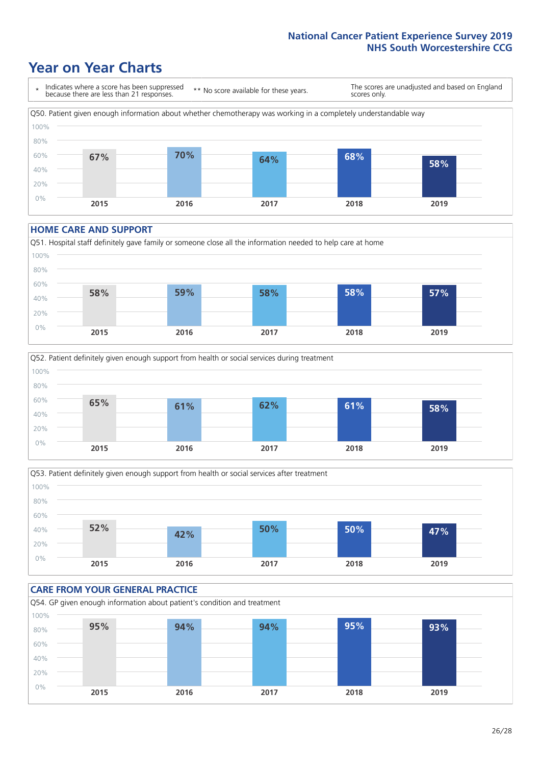## Year on Year Charts

\* Indicates where a score has been suppressed because there are less than 21 responses.

** No score available for these years.

The scores are unadjusted and based on England scores only.

Q50. Patient given enough information about whether chemotherapy was working in a completely understandable way

| 2015 | 2016 | 2017 | 2018 | 2019 |
|---|---|---|---|---|
| 67% | 70% | 64% | 68% | 58% |

### HOME CARE AND SUPPORT

Q51. Hospital staff definitely gave family or someone close all the information needed to help care at home

| 2015 | 2016 | 2017 | 2018 | 2019 |
|---|---|---|---|---|
| 58% | 59% | 58% | 58% | 57% |

Q52. Patient definitely given enough support from health or social services during treatment

| 2015 | 2016 | 2017 | 2018 | 2019 |
|---|---|---|---|---|
| 65% | 61% | 62% | 61% | 58% |

Q53. Patient definitely given enough support from health or social services after treatment

| 2015 | 2016 | 2017 | 2018 | 2019 |
|---|---|---|---|---|
| 52% | 42% | 50% | 50% | 47% |

### CARE FROM YOUR GENERAL PRACTICE

Q54. GP given enough information about patient's condition and treatment

| 2015 | 2016 | 2017 | 2018 | 2019 |
|---|---|---|---|---|
| 95% | 94% | 94% | 95% | 93% |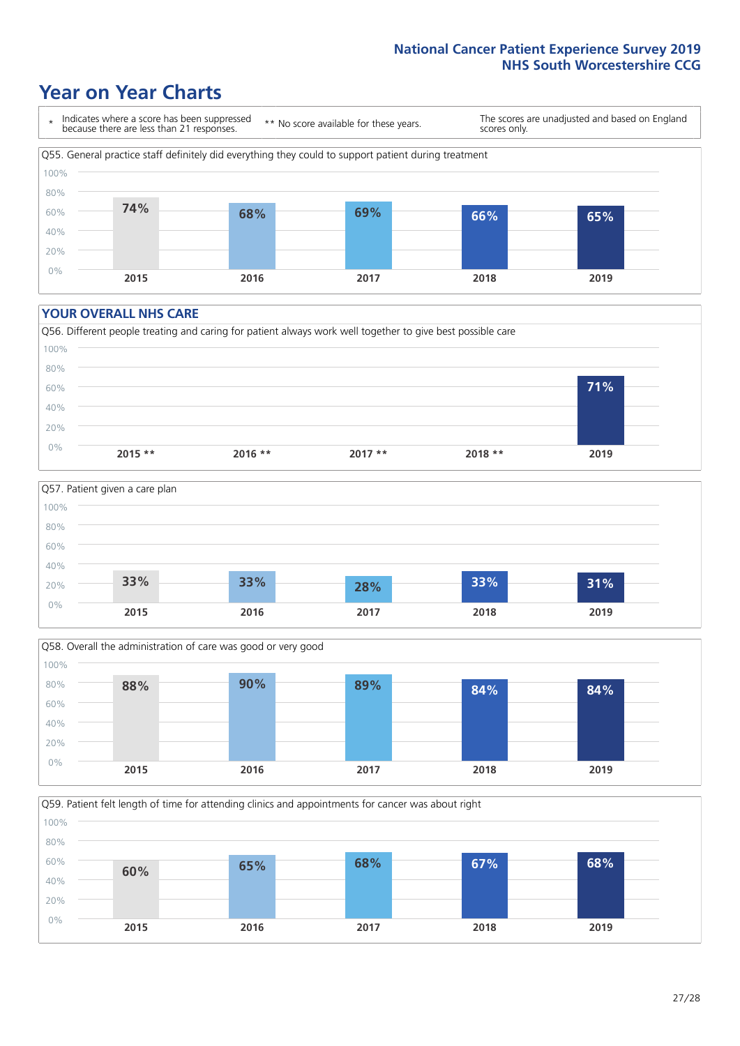# Year on Year Charts

\* Indicates where a score has been suppressed because there are less than 21 responses.

** No score available for these years.

The scores are unadjusted and based on England scores only.

Q55. General practice staff definitely did everything they could to support patient during treatment

| 2015 | 2016 | 2017 | 2018 | 2019 |
|---|---|---|---|---|
| 74% | 68% | 69% | 66% | 65% |

## YOUR OVERALL NHS CARE

Q56. Different people treating and caring for patient always work well together to give best possible care

| 2015 ** | 2016 ** | 2017 ** | 2018 ** | 2019 |
|---|---|---|---|---|
| | | | | 71% |

Q57. Patient given a care plan

| 2015 | 2016 | 2017 | 2018 | 2019 |
|---|---|---|---|---|
| 33% | 33% | 28% | 33% | 31% |

Q58. Overall the administration of care was good or very good

| 2015 | 2016 | 2017 | 2018 | 2019 |
|---|---|---|---|---|
| 88% | 90% | 89% | 84% | 84% |

Q59. Patient felt length of time for attending clinics and appointments for cancer was about right

| 2015 | 2016 | 2017 | 2018 | 2019 |
|---|---|---|---|---|
| 60% | 65% | 68% | 67% | 68% |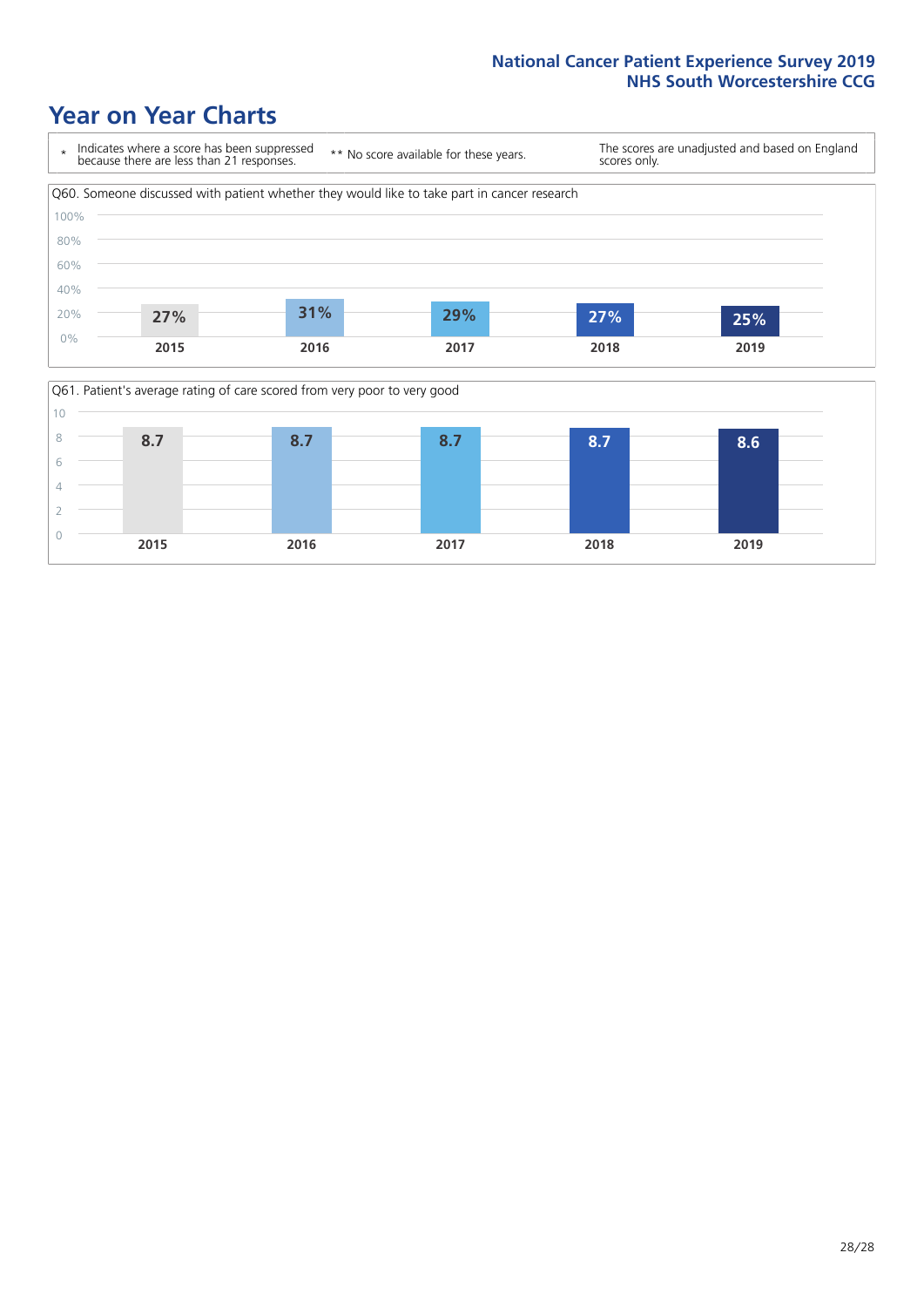# Year on Year Charts

\* Indicates where a score has been suppressed because there are less than 21 responses.

\*\* No score available for these years.

The scores are unadjusted and based on England scores only.

Q60. Someone discussed with patient whether they would like to take part in cancer research

100%
80%
60%
40%
20%
0%

27% 31% 29% 27% 25%

2015 2016 2017 2018 2019

Q61. Patient's average rating of care scored from very poor to very good

10
8
6
4
2
0

8.7 8.7 8.7 8.7 8.6

2015 2016 2017 2018 2019